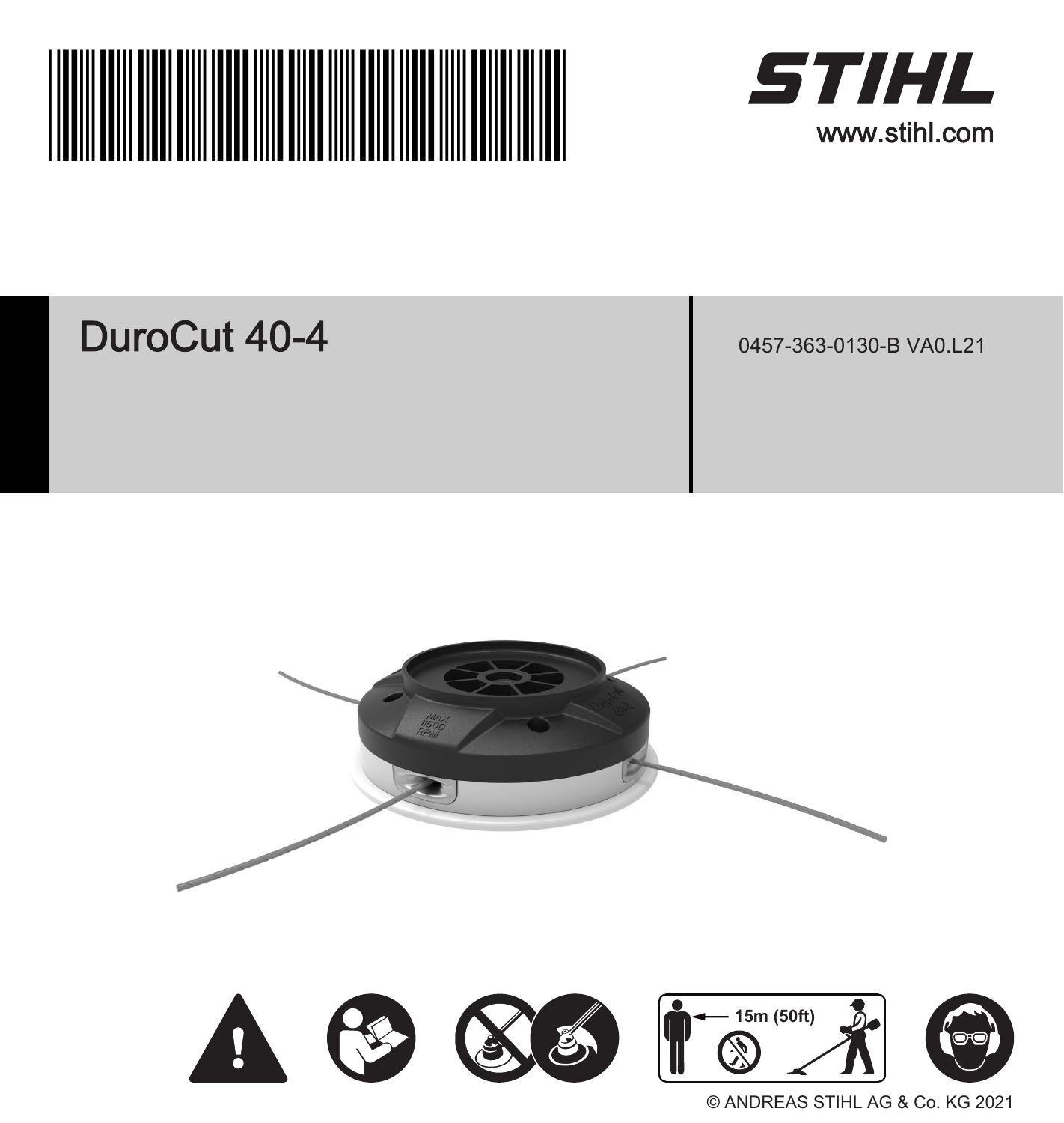STIHL

www.stihl.com

# DuroCut 40-4

0457-363-0130-B VA0.L21

15m (50ft)

© ANDREAS STIHL AG & Co. KG 2021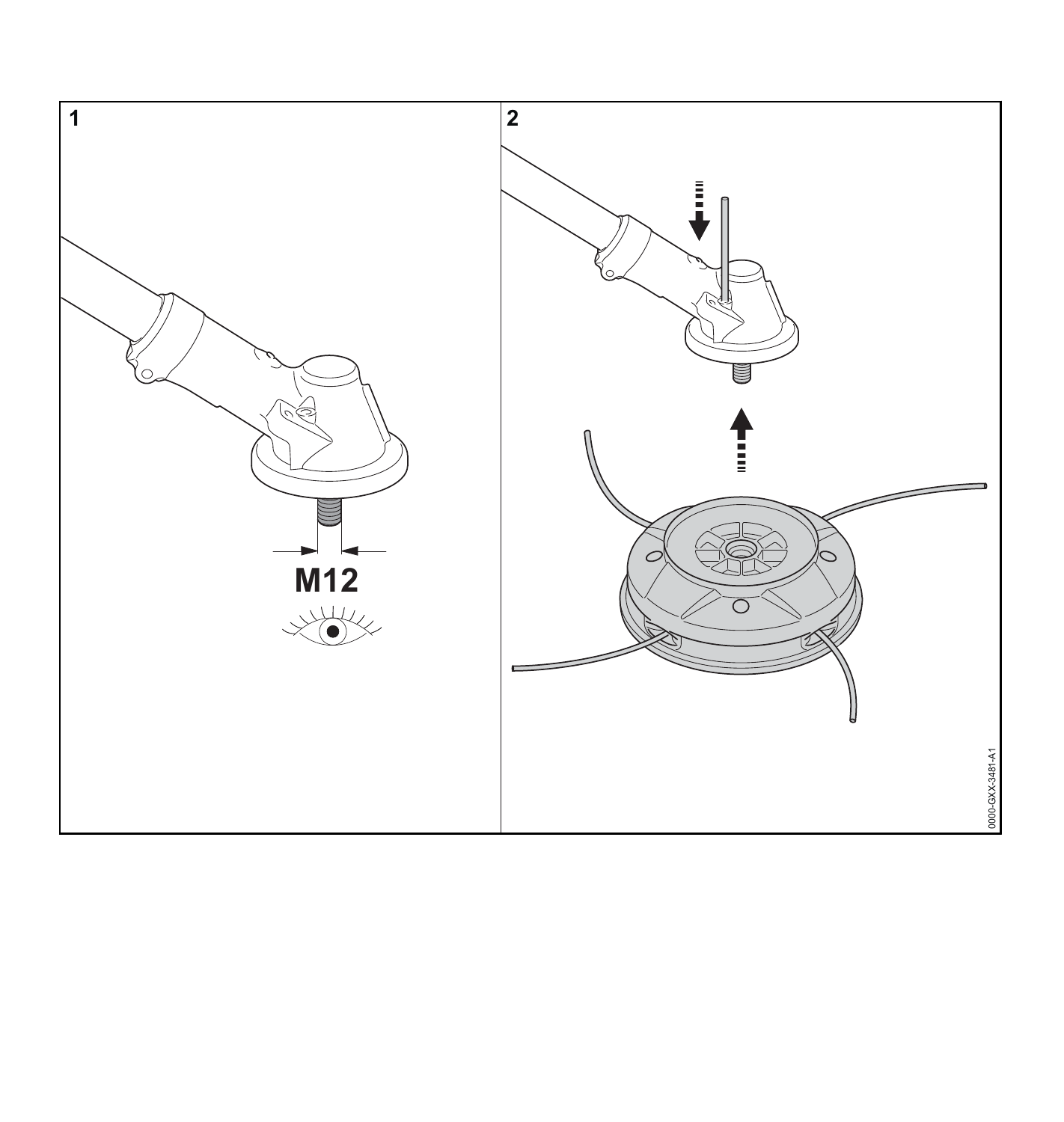1

M12

2

0000-GXX-3481-A1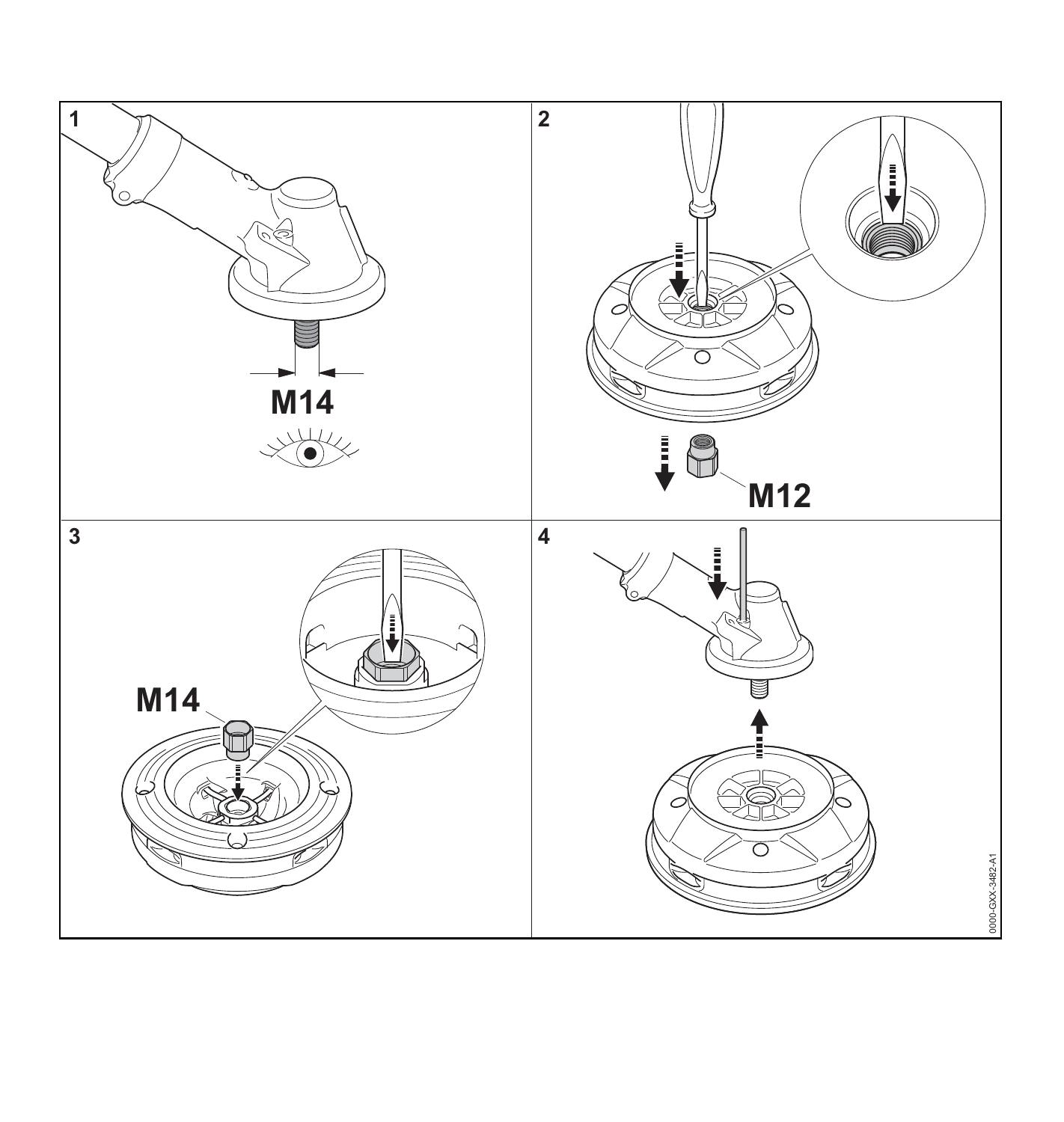1

M14

2

M12

3

M14

4

0000-GXX-3482-A1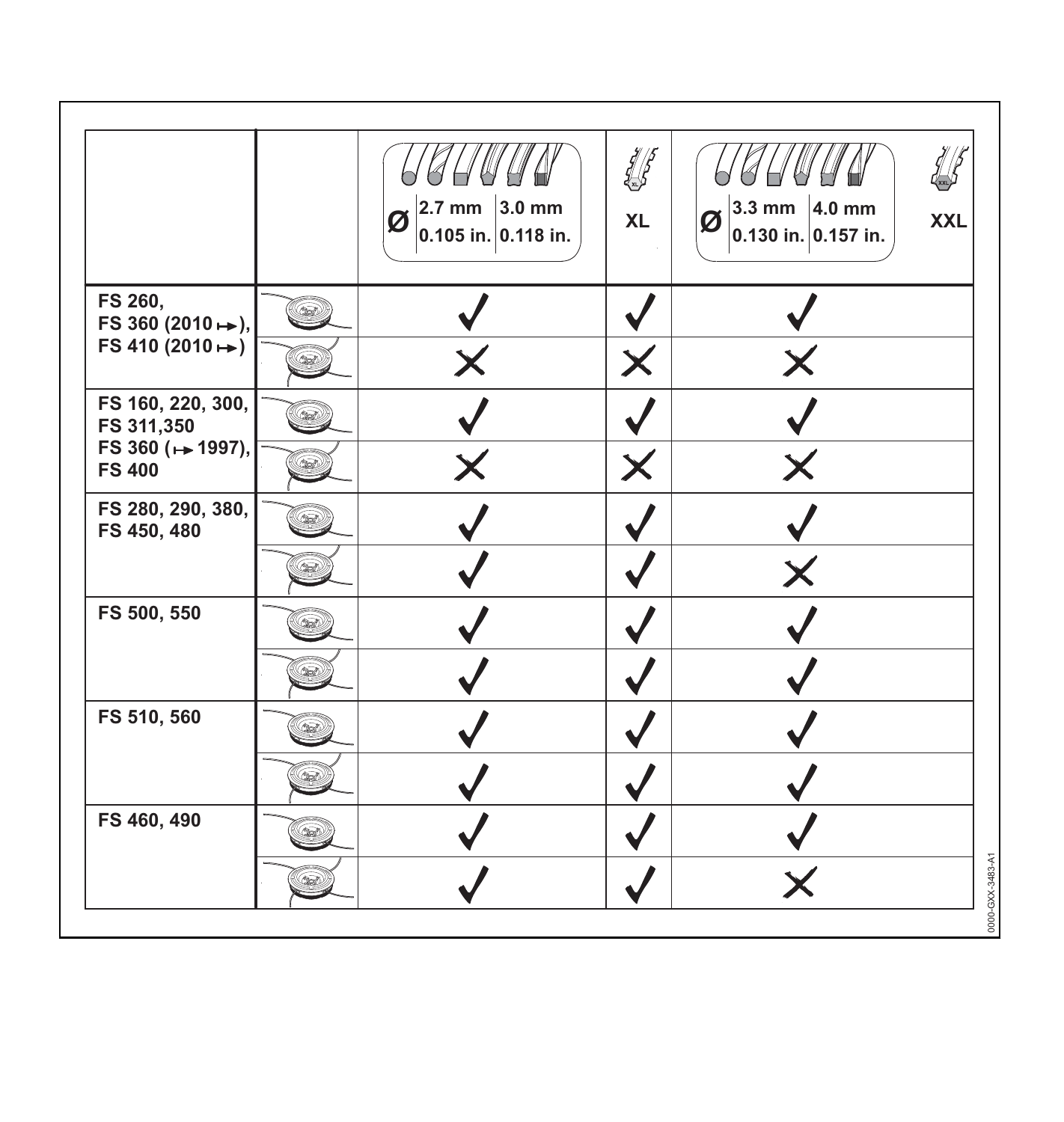| | | Ø 2.7 mm 0.105 in. / 3.0 mm 0.118 in. | XL | Ø 3.3 mm 0.130 in. / 4.0 mm 0.157 in. | XXL |
|---|---|---|---|---|---|
| FS 260, FS 360 (2010 ↦), FS 410 (2010 ↦) | | ✓ | ✓ | ✓ | |
| | | ✗ | ✗ | ✗ | |
| FS 160, 220, 300, FS 311,350 FS 360 (↦ 1997), FS 400 | | ✓ | ✓ | ✓ | |
| | | ✗ | ✗ | ✗ | |
| FS 280, 290, 380, FS 450, 480 | | ✓ | ✓ | ✓ | |
| | | ✓ | ✓ | ✗ | |
| FS 500, 550 | | ✓ | ✓ | ✓ | |
| | | ✓ | ✓ | ✓ | |
| FS 510, 560 | | ✓ | ✓ | ✓ | |
| | | ✓ | ✓ | ✓ | |
| FS 460, 490 | | ✓ | ✓ | ✓ | |
| | | ✓ | ✓ | ✗ | |

0000-GXX-3483-A1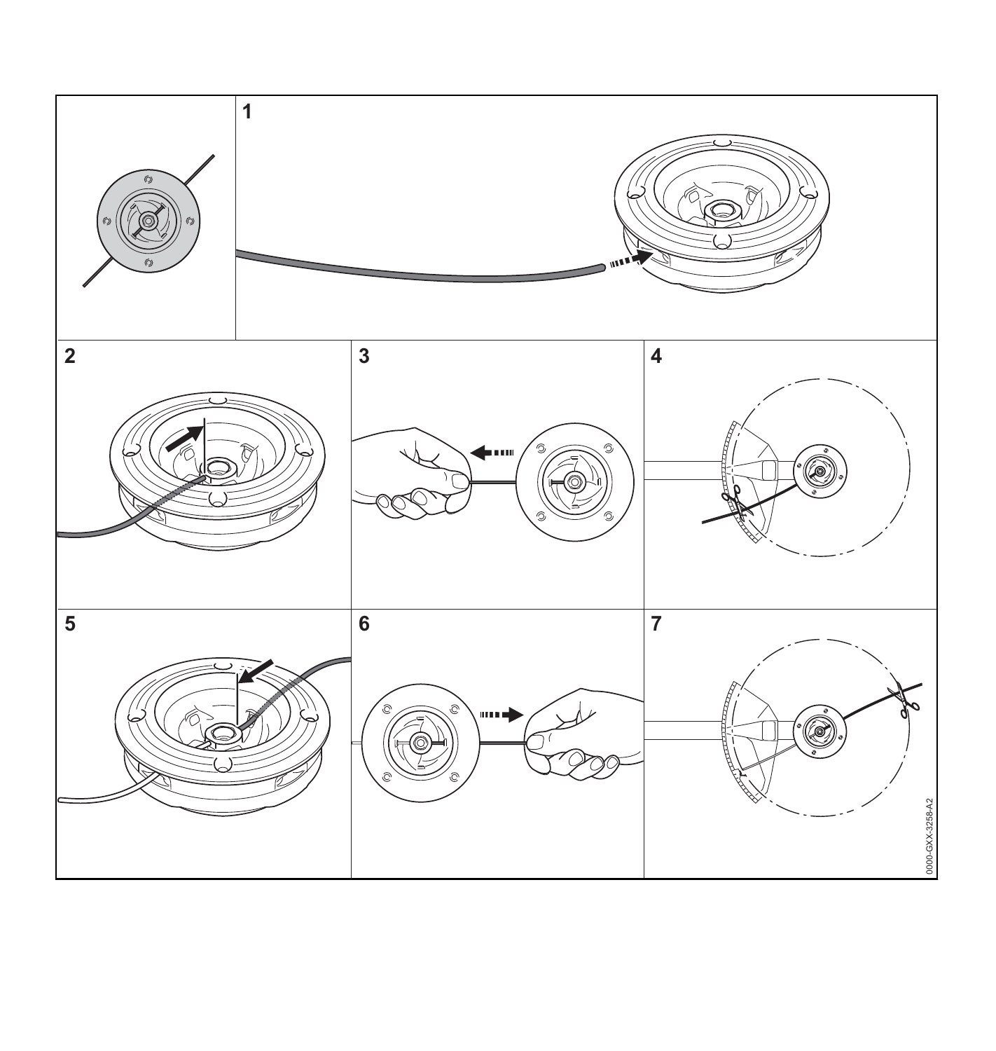1

2

3

4

5

6

7

0000-GXX-3258-A2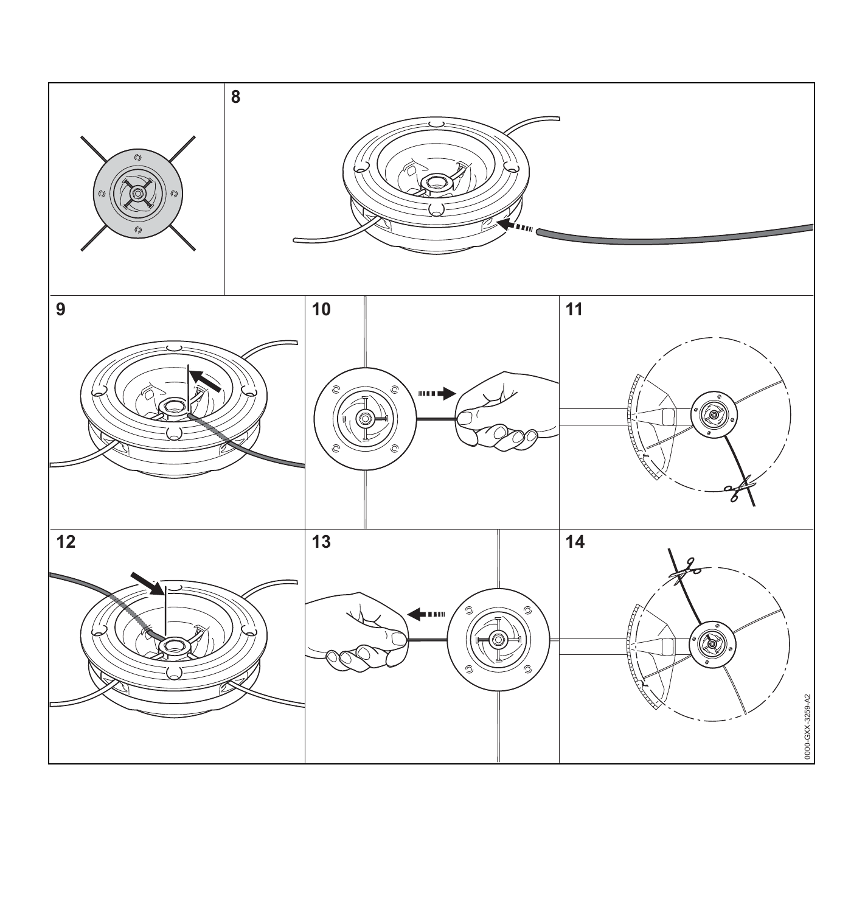8

9

10

11

12

13

14

0000-GXX-3259-A2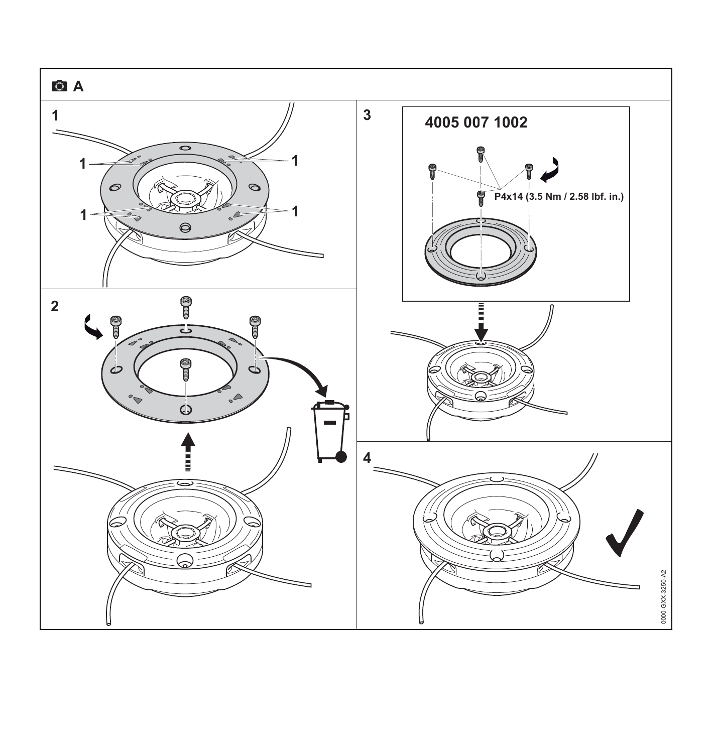A

1

1 1

1 1

2

3

4005 007 1002

P4x14 (3.5 Nm / 2.58 lbf. in.)

4

0000-GXX-3250-A2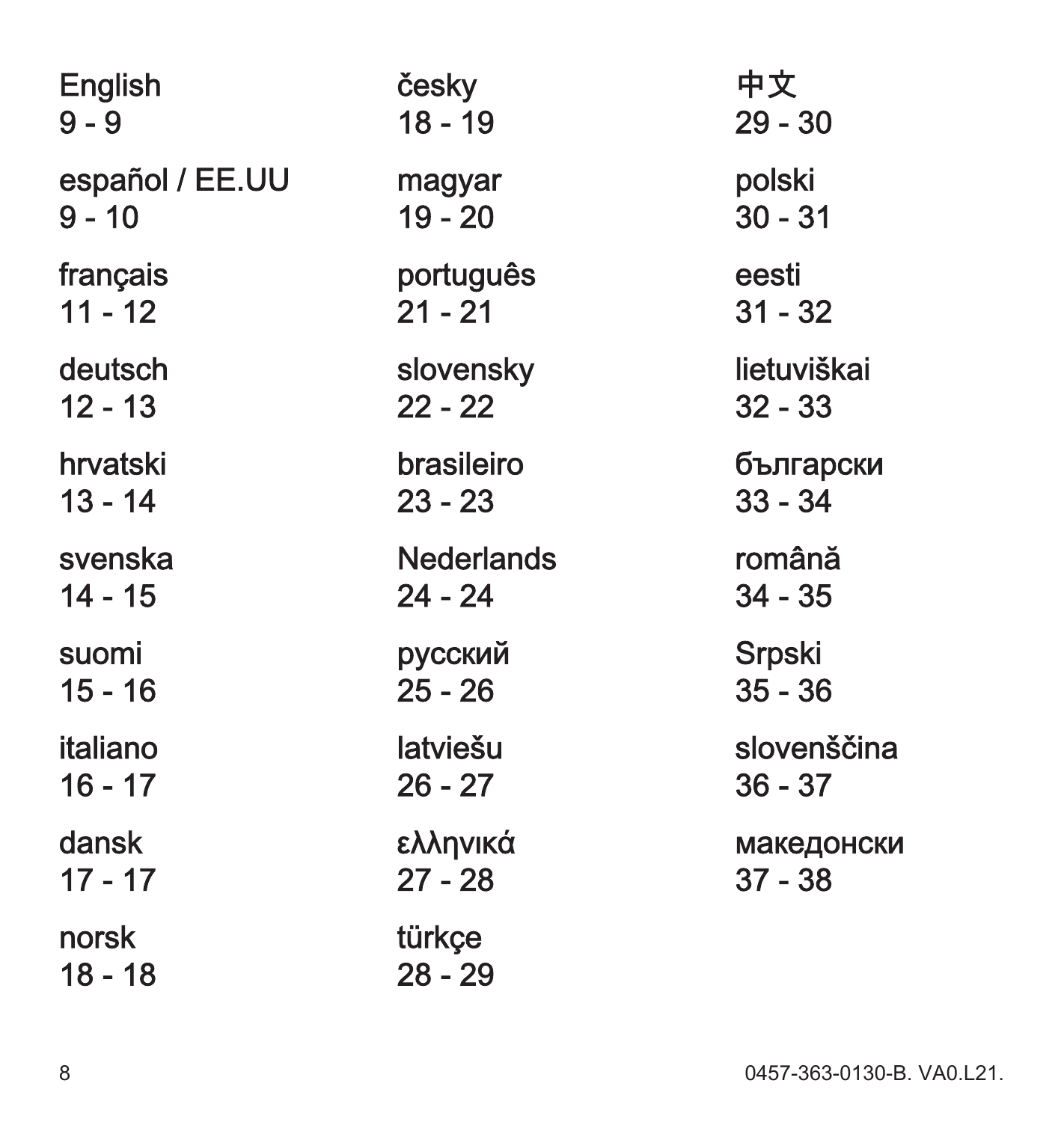English
9 - 9

español / EE.UU
9 - 10

français
11 - 12

deutsch
12 - 13

hrvatski
13 - 14

svenska
14 - 15

suomi
15 - 16

italiano
16 - 17

dansk
17 - 17

norsk
18 - 18

česky
18 - 19

magyar
19 - 20

português
21 - 21

slovensky
22 - 22

brasileiro
23 - 23

Nederlands
24 - 24

русский
25 - 26

latviešu
26 - 27

ελληνικά
27 - 28

türkçe
28 - 29

中文
29 - 30

polski
30 - 31

eesti
31 - 32

lietuviškai
32 - 33

български
33 - 34

română
34 - 35

Srpski
35 - 36

slovenščina
36 - 37

македонски
37 - 38

0457-363-0130-B. VA0.L21.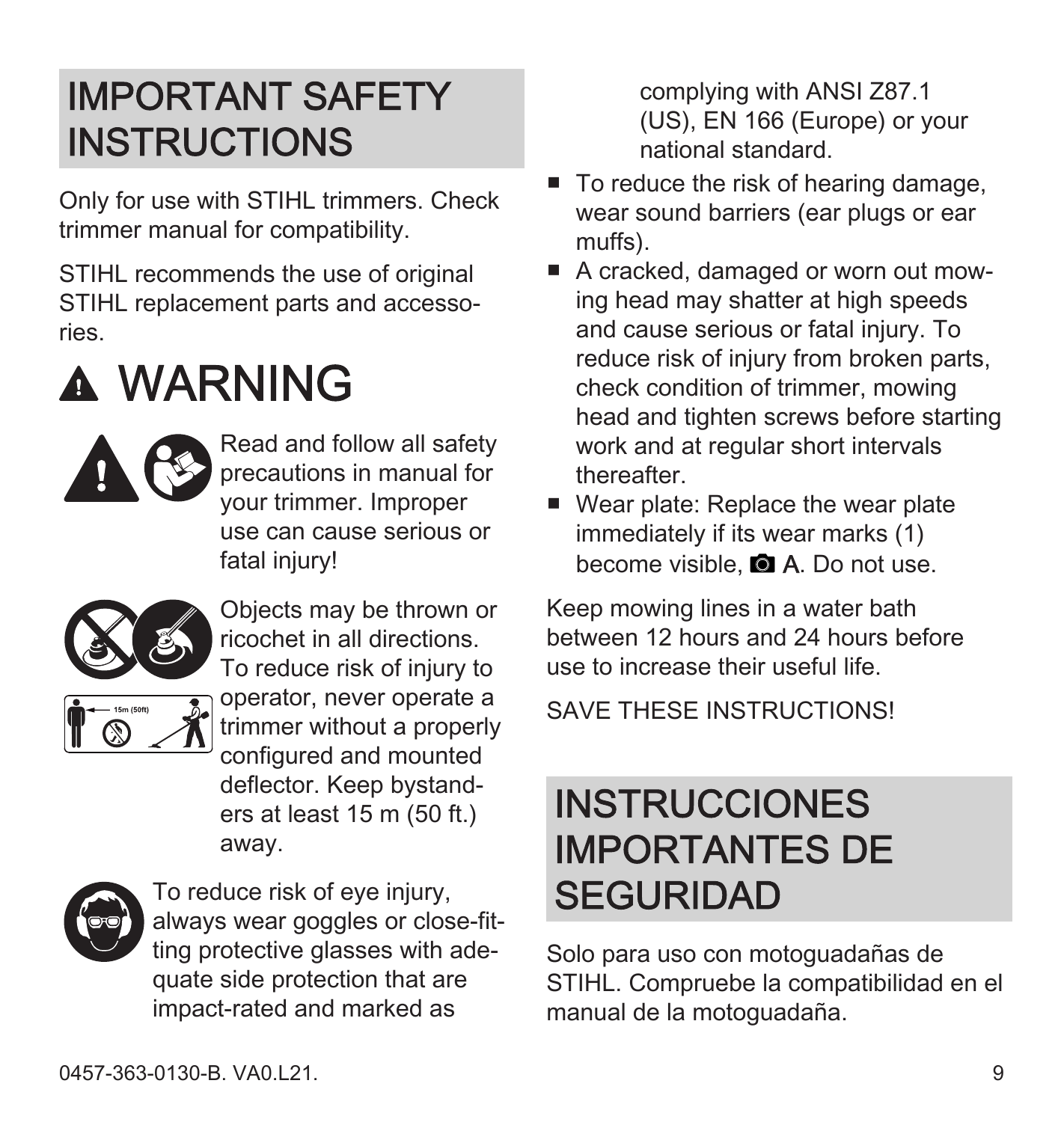# IMPORTANT SAFETY INSTRUCTIONS

Only for use with STIHL trimmers. Check trimmer manual for compatibility.

STIHL recommends the use of original STIHL replacement parts and accessories.

## ⚠ WARNING

Read and follow all safety precautions in manual for your trimmer. Improper use can cause serious or fatal injury!

Objects may be thrown or ricochet in all directions. To reduce risk of injury to operator, never operate a trimmer without a properly configured and mounted deflector. Keep bystanders at least 15 m (50 ft.) away.

To reduce risk of eye injury, always wear goggles or close-fitting protective glasses with adequate side protection that are impact-rated and marked as complying with ANSI Z87.1 (US), EN 166 (Europe) or your national standard.

- To reduce the risk of hearing damage, wear sound barriers (ear plugs or ear muffs).
- A cracked, damaged or worn out mowing head may shatter at high speeds and cause serious or fatal injury. To reduce risk of injury from broken parts, check condition of trimmer, mowing head and tighten screws before starting work and at regular short intervals thereafter.
- Wear plate: Replace the wear plate immediately if its wear marks (1) become visible, 📷 A. Do not use.

Keep mowing lines in a water bath between 12 hours and 24 hours before use to increase their useful life.

SAVE THESE INSTRUCTIONS!

# INSTRUCCIONES IMPORTANTES DE SEGURIDAD

Solo para uso con motoguadañas de STIHL. Compruebe la compatibilidad en el manual de la motoguadaña.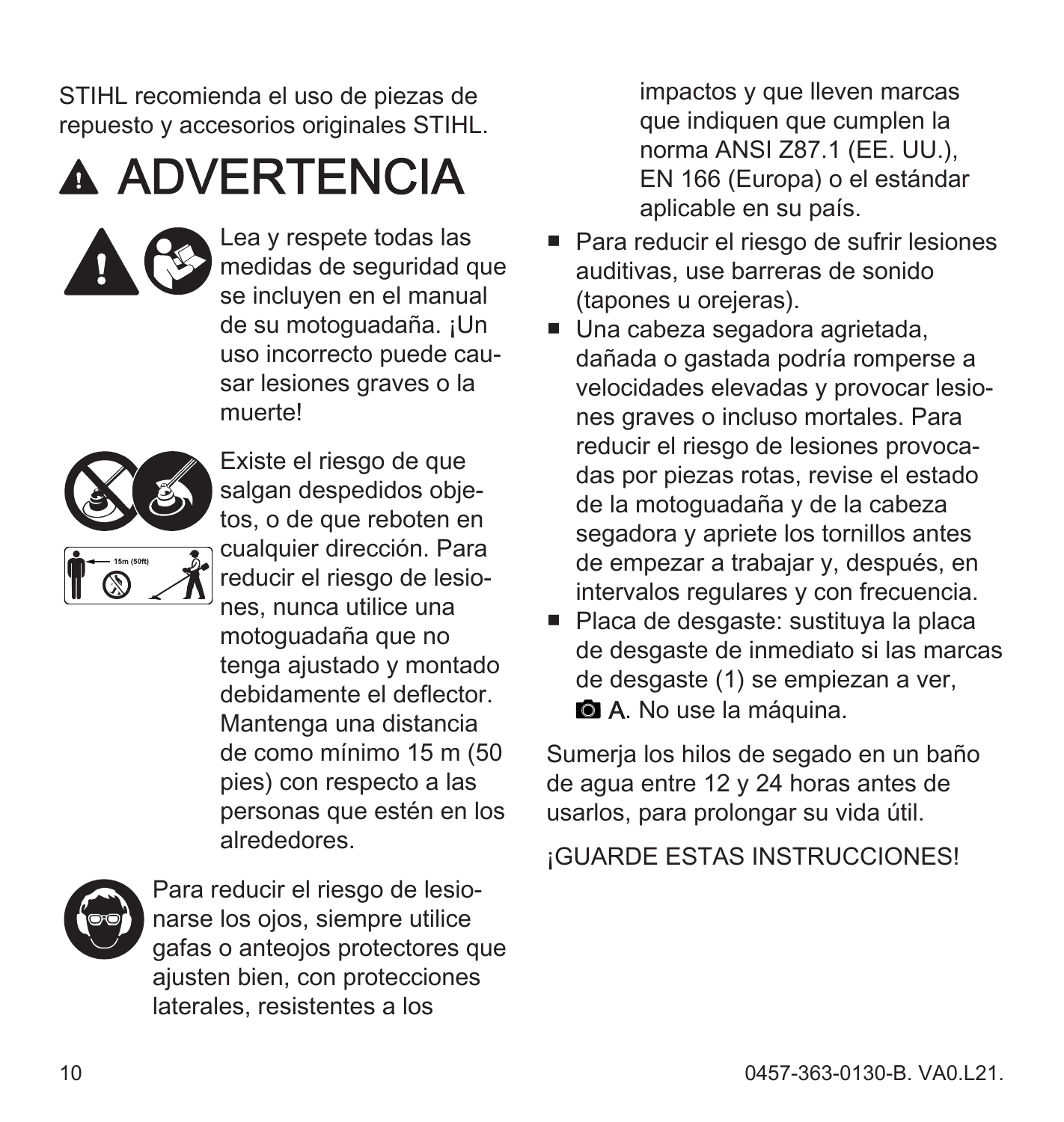STIHL recomienda el uso de piezas de repuesto y accesorios originales STIHL.

# ⚠ ADVERTENCIA

Lea y respete todas las medidas de seguridad que se incluyen en el manual de su motoguadaña. ¡Un uso incorrecto puede causar lesiones graves o la muerte!

Existe el riesgo de que salgan despedidos objetos, o de que reboten en cualquier dirección. Para reducir el riesgo de lesiones, nunca utilice una motoguadaña que no tenga ajustado y montado debidamente el deflector. Mantenga una distancia de como mínimo 15 m (50 pies) con respecto a las personas que estén en los alrededores.

Para reducir el riesgo de lesionarse los ojos, siempre utilice gafas o anteojos protectores que ajusten bien, con protecciones laterales, resistentes a los impactos y que lleven marcas que indiquen que cumplen la norma ANSI Z87.1 (EE. UU.), EN 166 (Europa) o el estándar aplicable en su país.

- Para reducir el riesgo de sufrir lesiones auditivas, use barreras de sonido (tapones u orejeras).
- Una cabeza segadora agrietada, dañada o gastada podría romperse a velocidades elevadas y provocar lesiones graves o incluso mortales. Para reducir el riesgo de lesiones provocadas por piezas rotas, revise el estado de la motoguadaña y de la cabeza segadora y apriete los tornillos antes de empezar a trabajar y, después, en intervalos regulares y con frecuencia.
- Placa de desgaste: sustituya la placa de desgaste de inmediato si las marcas de desgaste (1) se empiezan a ver, 📷 A. No use la máquina.

Sumerja los hilos de segado en un baño de agua entre 12 y 24 horas antes de usarlos, para prolongar su vida útil.

¡GUARDE ESTAS INSTRUCCIONES!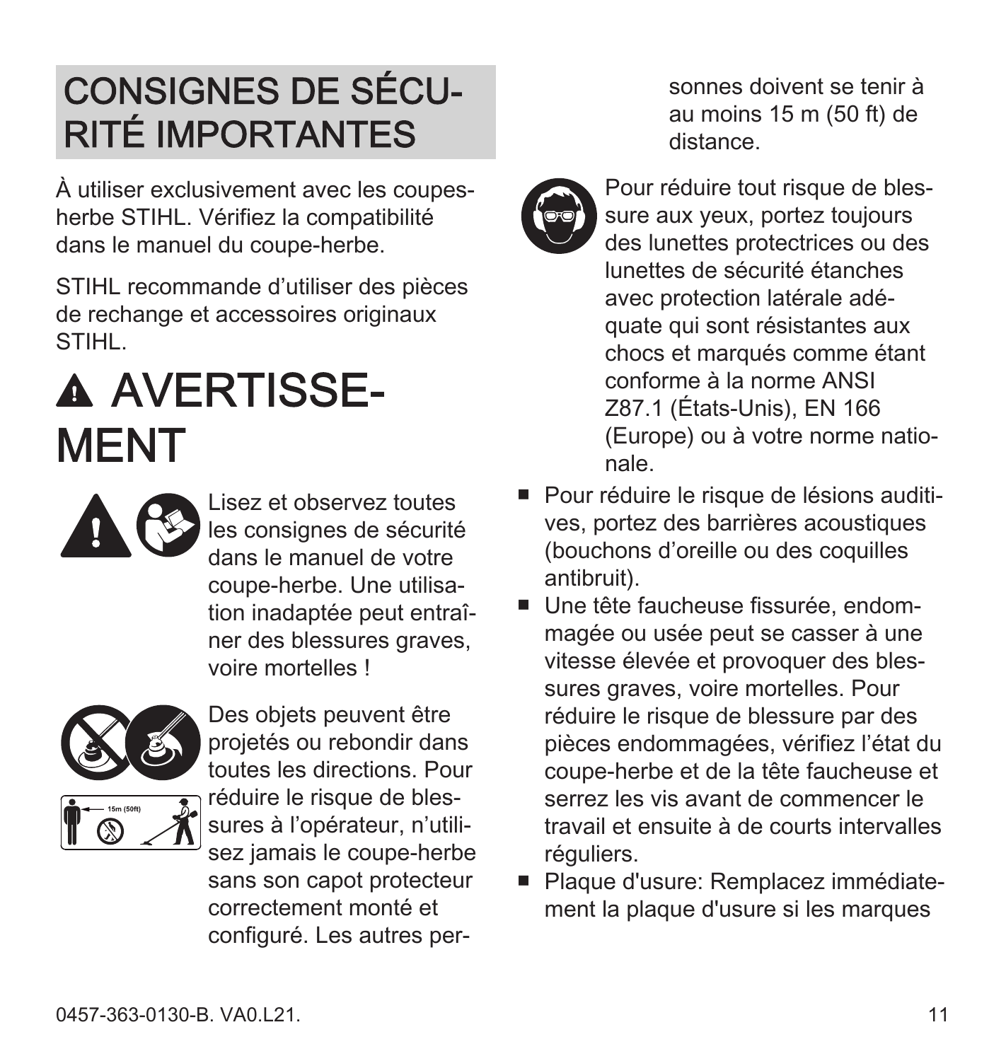# CONSIGNES DE SÉCURITÉ IMPORTANTES

À utiliser exclusivement avec les coupes-herbe STIHL. Vérifiez la compatibilité dans le manuel du coupe-herbe.

STIHL recommande d'utiliser des pièces de rechange et accessoires originaux STIHL.

# ⚠ AVERTISSEMENT

Lisez et observez toutes les consignes de sécurité dans le manuel de votre coupe-herbe. Une utilisation inadaptée peut entraîner des blessures graves, voire mortelles !

Des objets peuvent être projetés ou rebondir dans toutes les directions. Pour réduire le risque de blessures à l'opérateur, n'utilisez jamais le coupe-herbe sans son capot protecteur correctement monté et configuré. Les autres personnes doivent se tenir à au moins 15 m (50 ft) de distance.

Pour réduire tout risque de blessure aux yeux, portez toujours des lunettes protectrices ou des lunettes de sécurité étanches avec protection latérale adéquate qui sont résistantes aux chocs et marqués comme étant conforme à la norme ANSI Z87.1 (États-Unis), EN 166 (Europe) ou à votre norme nationale.

- Pour réduire le risque de lésions auditives, portez des barrières acoustiques (bouchons d'oreille ou des coquilles antibruit).
- Une tête faucheuse fissurée, endommagée ou usée peut se casser à une vitesse élevée et provoquer des blessures graves, voire mortelles. Pour réduire le risque de blessure par des pièces endommagées, vérifiez l'état du coupe-herbe et de la tête faucheuse et serrez les vis avant de commencer le travail et ensuite à de courts intervalles réguliers.
- Plaque d'usure: Remplacez immédiatement la plaque d'usure si les marques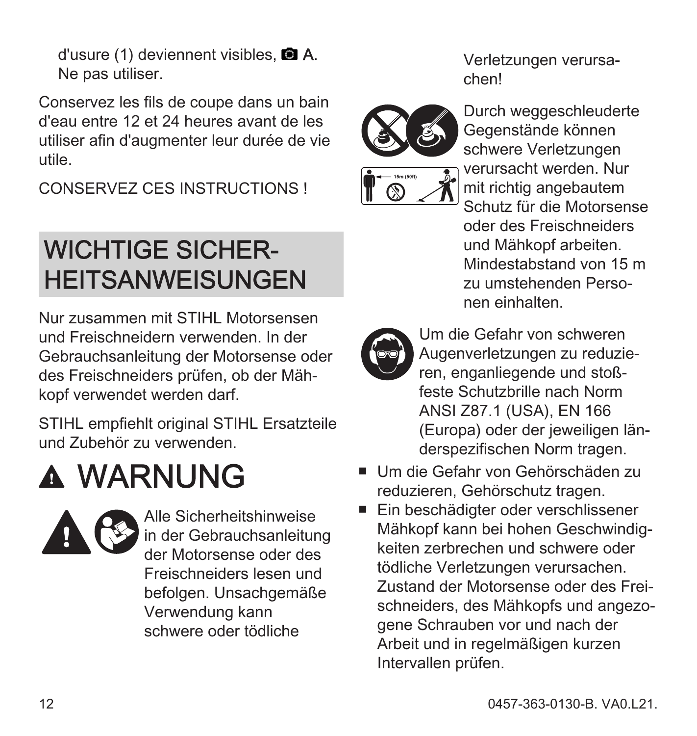d'usure (1) deviennent visibles, A. Ne pas utiliser.

Conservez les fils de coupe dans un bain d'eau entre 12 et 24 heures avant de les utiliser afin d'augmenter leur durée de vie utile.

CONSERVEZ CES INSTRUCTIONS !

# WICHTIGE SICHERHEITSANWEISUNGEN

Nur zusammen mit STIHL Motorsensen und Freischneidern verwenden. In der Gebrauchsanleitung der Motorsense oder des Freischneiders prüfen, ob der Mähkopf verwendet werden darf.

STIHL empfiehlt original STIHL Ersatzteile und Zubehör zu verwenden.

## ⚠ WARNUNG

Alle Sicherheitshinweise in der Gebrauchsanleitung der Motorsense oder des Freischneiders lesen und befolgen. Unsachgemäße Verwendung kann schwere oder tödliche Verletzungen verursachen!

Durch weggeschleuderte Gegenstände können schwere Verletzungen verursacht werden. Nur mit richtig angebautem Schutz für die Motorsense oder des Freischneiders und Mähkopf arbeiten. Mindestabstand von 15 m zu umstehenden Personen einhalten.

Um die Gefahr von schweren Augenverletzungen zu reduzieren, enganliegende und stoßfeste Schutzbrille nach Norm ANSI Z87.1 (USA), EN 166 (Europa) oder der jeweiligen länderspezifischen Norm tragen.

- Um die Gefahr von Gehörschäden zu reduzieren, Gehörschutz tragen.
- Ein beschädigter oder verschlissener Mähkopf kann bei hohen Geschwindigkeiten zerbrechen und schwere oder tödliche Verletzungen verursachen. Zustand der Motorsense oder des Freischneiders, des Mähkopfs und angezogene Schrauben vor und nach der Arbeit und in regelmäßigen kurzen Intervallen prüfen.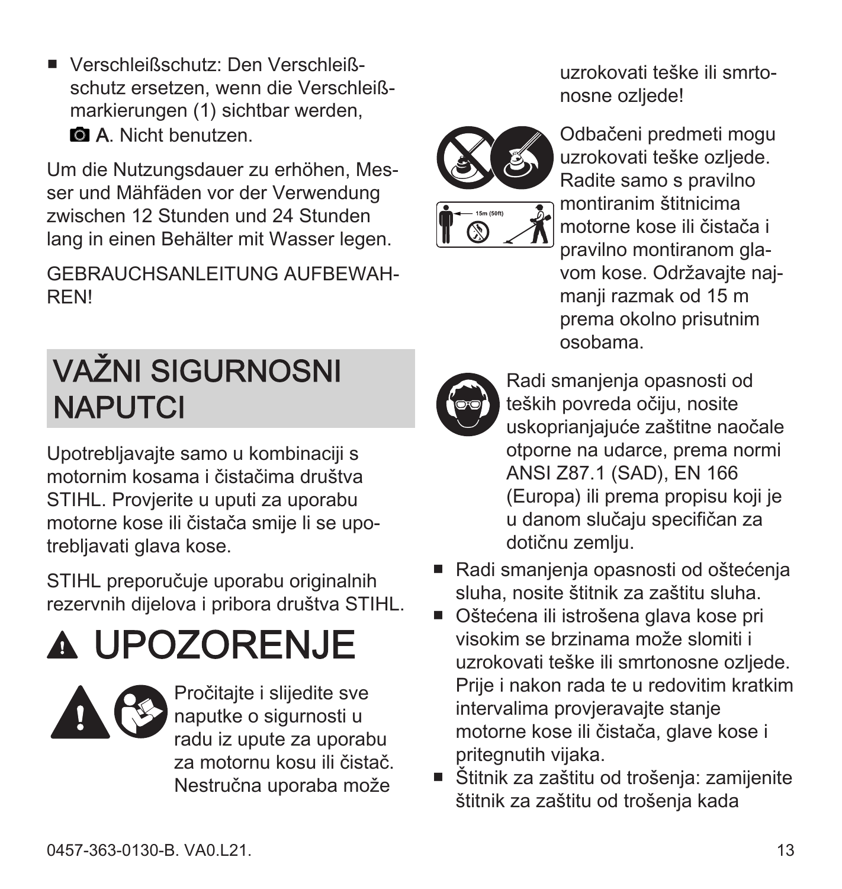- Verschleißschutz: Den Verschleißschutz ersetzen, wenn die Verschleißmarkierungen (1) sichtbar werden, A. Nicht benutzen.

Um die Nutzungsdauer zu erhöhen, Messer und Mähfäden vor der Verwendung zwischen 12 Stunden und 24 Stunden lang in einen Behälter mit Wasser legen.

GEBRAUCHSANLEITUNG AUFBEWAHREN!

# VAŽNI SIGURNOSNI NAPUTCI

Upotrebljavajte samo u kombinaciji s motornim kosama i čistačima društva STIHL. Provjerite u uputi za uporabu motorne kose ili čistača smije li se upotrebljavati glava kose.

STIHL preporučuje uporabu originalnih rezervnih dijelova i pribora društva STIHL.

# ⚠ UPOZORENJE

Pročitajte i slijedite sve naputke o sigurnosti u radu iz upute za uporabu za motornu kosu ili čistač. Nestručna uporaba može uzrokovati teške ili smrtonosne ozljede!

Odbačeni predmeti mogu uzrokovati teške ozljede. Radite samo s pravilno montiranim štitnicima motorne kose ili čistača i pravilno montiranom glavom kose. Održavajte najmanji razmak od 15 m prema okolno prisutnim osobama.

Radi smanjenja opasnosti od teških povreda očiju, nosite uskoprianjajuće zaštitne naočale otporne na udarce, prema normi ANSI Z87.1 (SAD), EN 166 (Europa) ili prema propisu koji je u danom slučaju specifičan za dotičnu zemlju.

- Radi smanjenja opasnosti od oštećenja sluha, nosite štitnik za zaštitu sluha.
- Oštećena ili istrošena glava kose pri visokim se brzinama može slomiti i uzrokovati teške ili smrtonosne ozljede. Prije i nakon rada te u redovitim kratkim intervalima provjeravajte stanje motorne kose ili čistača, glave kose i pritegnutih vijaka.
- Štitnik za zaštitu od trošenja: zamijenite štitnik za zaštitu od trošenja kada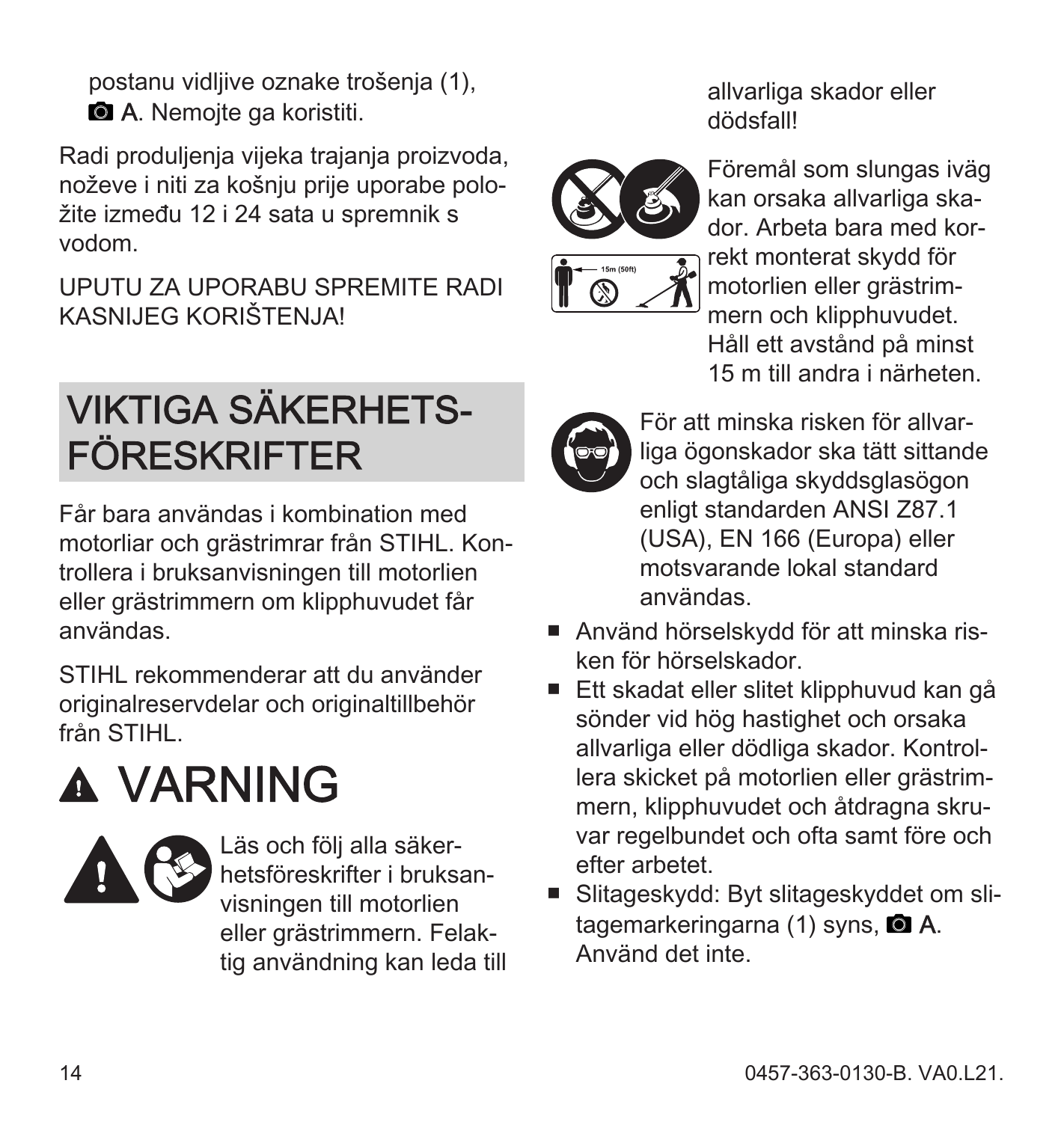postanu vidljive oznake trošenja (1), 📷 A. Nemojte ga koristiti.

Radi produljenja vijeka trajanja proizvoda, noževe i niti za košnju prije uporabe položite između 12 i 24 sata u spremnik s vodom.

UPUTU ZA UPORABU SPREMITE RADI KASNIJEG KORIŠTENJA!

# VIKTIGA SÄKERHETS-FÖRESKRIFTER

Får bara användas i kombination med motorliar och grästrimrar från STIHL. Kontrollera i bruksanvisningen till motorlien eller grästrimmern om klipphuvudet får användas.

STIHL rekommenderar att du använder originalreservdelar och originaltillbehör från STIHL.

# ⚠ VARNING

Läs och följ alla säkerhetsföreskrifter i bruksanvisningen till motorlien eller grästrimmern. Felaktig användning kan leda till allvarliga skador eller dödsfall!

Föremål som slungas iväg kan orsaka allvarliga skador. Arbeta bara med korrekt monterat skydd för motorlien eller grästrimmern och klipphuvudet. Håll ett avstånd på minst 15 m till andra i närheten.

För att minska risken för allvarliga ögonskador ska tätt sittande och slagtåliga skyddsglasögon enligt standarden ANSI Z87.1 (USA), EN 166 (Europa) eller motsvarande lokal standard användas.

- Använd hörselskydd för att minska risken för hörselskador.
- Ett skadat eller slitet klipphuvud kan gå sönder vid hög hastighet och orsaka allvarliga eller dödliga skador. Kontrollera skicket på motorlien eller grästrimmern, klipphuvudet och åtdragna skruvar regelbundet och ofta samt före och efter arbetet.
- Slitageskydd: Byt slitageskyddet om slitagemarkeringarna (1) syns, 📷 A. Använd det inte.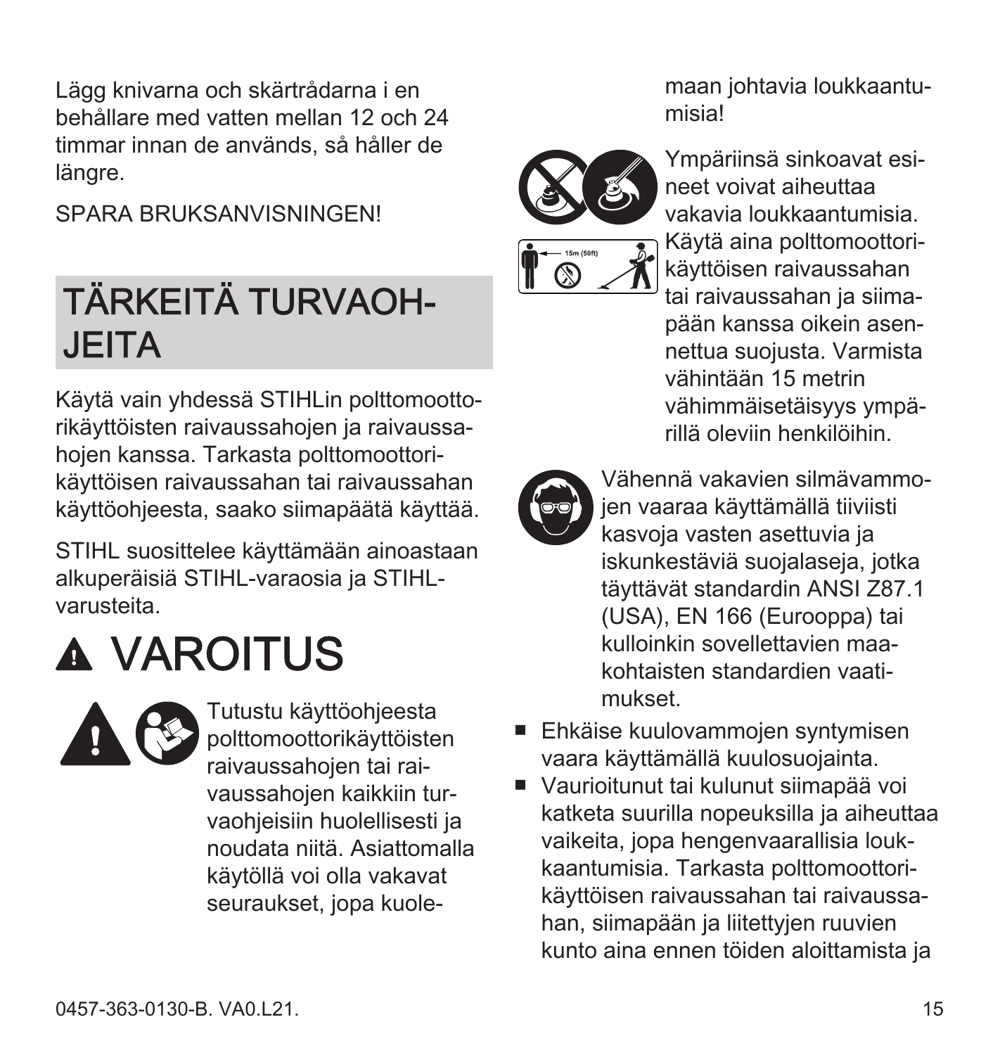Lägg knivarna och skärtrådarna i en behållare med vatten mellan 12 och 24 timmar innan de används, så håller de längre.

SPARA BRUKSANVISNINGEN!

# TÄRKEITÄ TURVAOHJEITA

Käytä vain yhdessä STIHLin polttomoottorikäyttöisten raivaussahojen ja raivaussahojen kanssa. Tarkasta polttomoottorikäyttöisen raivaussahan tai raivaussahan käyttöohjeesta, saako siimapäätä käyttää.

STIHL suosittelee käyttämään ainoastaan alkuperäisiä STIHL-varaosia ja STIHL-varusteita.

## ▲ VAROITUS

Tutustu käyttöohjeesta polttomoottorikäyttöisten raivaussahojen tai raivaussahojen kaikkiin turvaohjeisiin huolellisesti ja noudata niitä. Asiattomalla käytöllä voi olla vakavat seuraukset, jopa kuolemaan johtavia loukkaantumisia!

Ympäriinsä sinkoavat esineet voivat aiheuttaa vakavia loukkaantumisia. Käytä aina polttomoottorikäyttöisen raivaussahan tai raivaussahan ja siimapään kanssa oikein asennettua suojusta. Varmista vähintään 15 metrin vähimmäisetäisyys ympärillä oleviin henkilöihin.

Vähennä vakavien silmävammojen vaaraa käyttämällä tiiviisti kasvoja vasten asettuvia ja iskunkestäviä suojalaseja, jotka täyttävät standardin ANSI Z87.1 (USA), EN 166 (Eurooppa) tai kulloinkin sovellettavien maakohtaisten standardien vaatimukset.

- Ehkäise kuulovammojen syntymisen vaara käyttämällä kuulosuojainta.
- Vaurioitunut tai kulunut siimapää voi katketa suurilla nopeuksilla ja aiheuttaa vaikeita, jopa hengenvaarallisia loukkaantumisia. Tarkasta polttomoottorikäyttöisen raivaussahan tai raivaussahan, siimapään ja liitettyjen ruuvien kunto aina ennen töiden aloittamista ja

0457-363-0130-B. VA0.L21.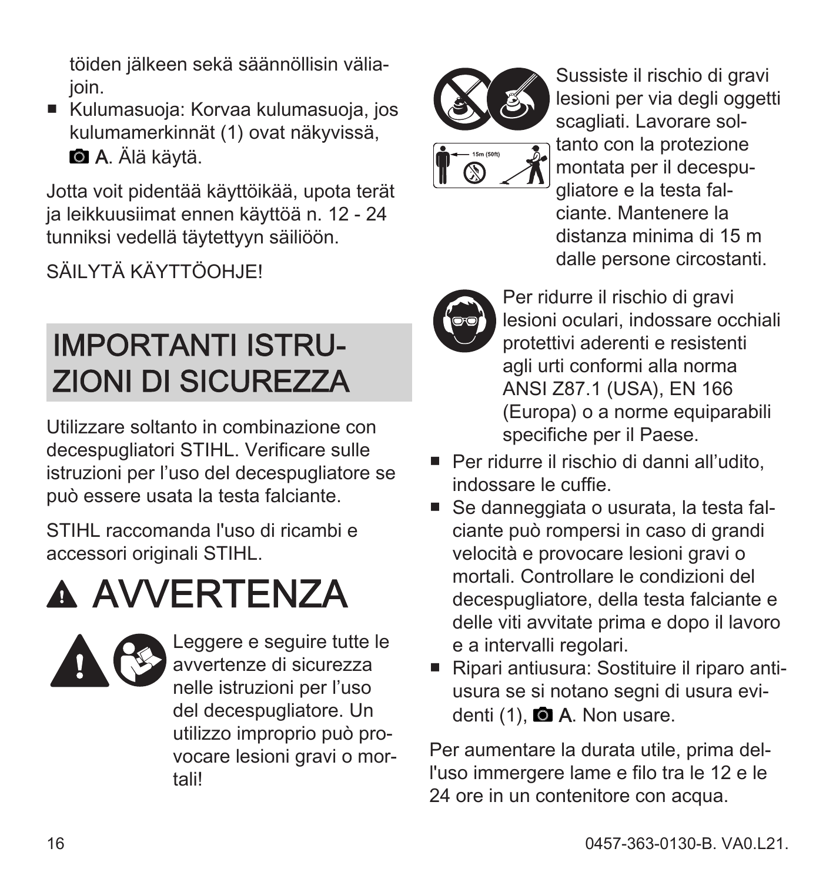töiden jälkeen sekä säännöllisin välia-
join.

- Kulumasuoja: Korvaa kulumasuoja, jos kulumamerkinnät (1) ovat näkyvissä, A. Älä käytä.

Jotta voit pidentää käyttöikää, upota terät ja leikkuusiimat ennen käyttöä n. 12 - 24 tunniksi vedellä täytettyyn säiliöön.

SÄILYTÄ KÄYTTÖOHJE!

# IMPORTANTI ISTRUZIONI DI SICUREZZA

Utilizzare soltanto in combinazione con decespugliatori STIHL. Verificare sulle istruzioni per l'uso del decespugliatore se può essere usata la testa falciante.

STIHL raccomanda l'uso di ricambi e accessori originali STIHL.

# ⚠ AVVERTENZA

Leggere e seguire tutte le avvertenze di sicurezza nelle istruzioni per l'uso del decespugliatore. Un utilizzo improprio può provocare lesioni gravi o mortali!

Sussiste il rischio di gravi lesioni per via degli oggetti scagliati. Lavorare soltanto con la protezione montata per il decespugliatore e la testa falciante. Mantenere la distanza minima di 15 m dalle persone circostanti.

Per ridurre il rischio di gravi lesioni oculari, indossare occhiali protettivi aderenti e resistenti agli urti conformi alla norma ANSI Z87.1 (USA), EN 166 (Europa) o a norme equiparabili specifiche per il Paese.

- Per ridurre il rischio di danni all'udito, indossare le cuffie.
- Se danneggiata o usurata, la testa falciante può rompersi in caso di grandi velocità e provocare lesioni gravi o mortali. Controllare le condizioni del decespugliatore, della testa falciante e delle viti avvitate prima e dopo il lavoro e a intervalli regolari.
- Ripari antiusura: Sostituire il riparo antiusura se si notano segni di usura evidenti (1), A. Non usare.

Per aumentare la durata utile, prima dell'uso immergere lame e filo tra le 12 e le 24 ore in un contenitore con acqua.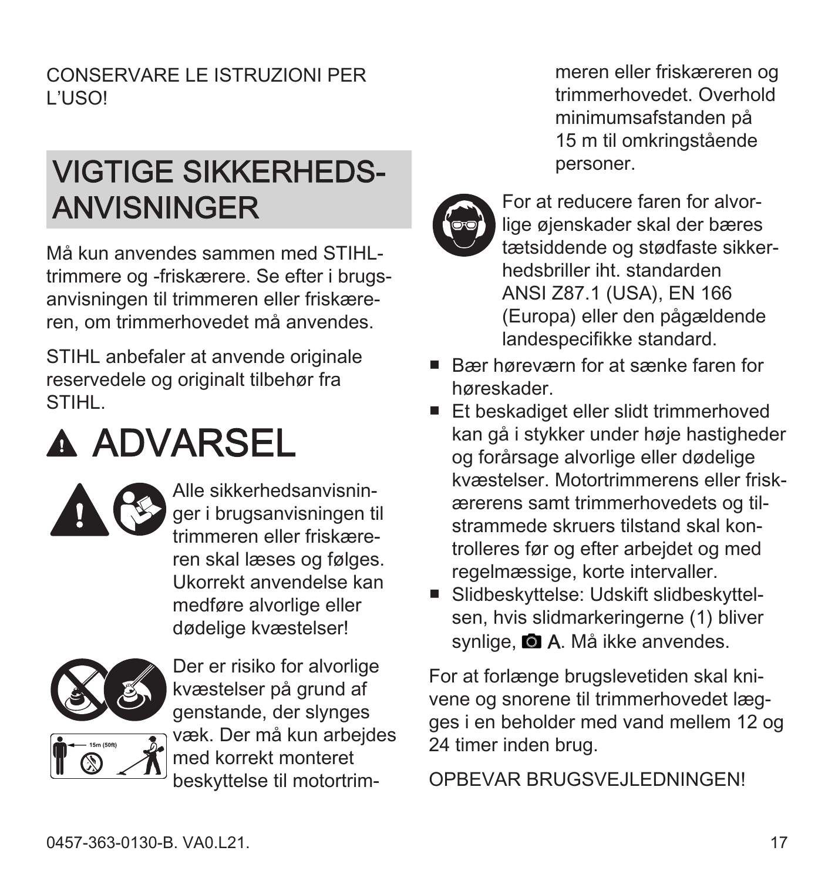CONSERVARE LE ISTRUZIONI PER L'USO!

# VIGTIGE SIKKERHEDS-ANVISNINGER

Må kun anvendes sammen med STIHL-trimmere og -friskærere. Se efter i brugsanvisningen til trimmeren eller friskæreren, om trimmerhovedet må anvendes.

STIHL anbefaler at anvende originale reservedele og originalt tilbehør fra STIHL.

## ⚠ ADVARSEL

Alle sikkerhedsanvisninger i brugsanvisningen til trimmeren eller friskæreren skal læses og følges. Ukorrekt anvendelse kan medføre alvorlige eller dødelige kvæstelser!

Der er risiko for alvorlige kvæstelser på grund af genstande, der slynges væk. Der må kun arbejdes med korrekt monteret beskyttelse til motortrimmeren eller friskæreren og trimmerhovedet. Overhold minimumsafstanden på 15 m til omkringstående personer.

For at reducere faren for alvorlige øjenskader skal der bæres tætsiddende og stødfaste sikkerhedsbriller iht. standarden ANSI Z87.1 (USA), EN 166 (Europa) eller den pågældende landespecifikke standard.

- Bær høreværn for at sænke faren for høreskader.
- Et beskadiget eller slidt trimmerhoved kan gå i stykker under høje hastigheder og forårsage alvorlige eller dødelige kvæstelser. Motortrimmerens eller friskærerens samt trimmerhovedets og tilstrammede skruers tilstand skal kontrolleres før og efter arbejdet og med regelmæssige, korte intervaller.
- Slidbeskyttelse: Udskift slidbeskyttelsen, hvis slidmarkeringerne (1) bliver synlige, 📷 A. Må ikke anvendes.

For at forlænge brugslevetiden skal knivene og snorene til trimmerhovedet lægges i en beholder med vand mellem 12 og 24 timer inden brug.

OPBEVAR BRUGSVEJLEDNINGEN!

0457-363-0130-B. VA0.L21.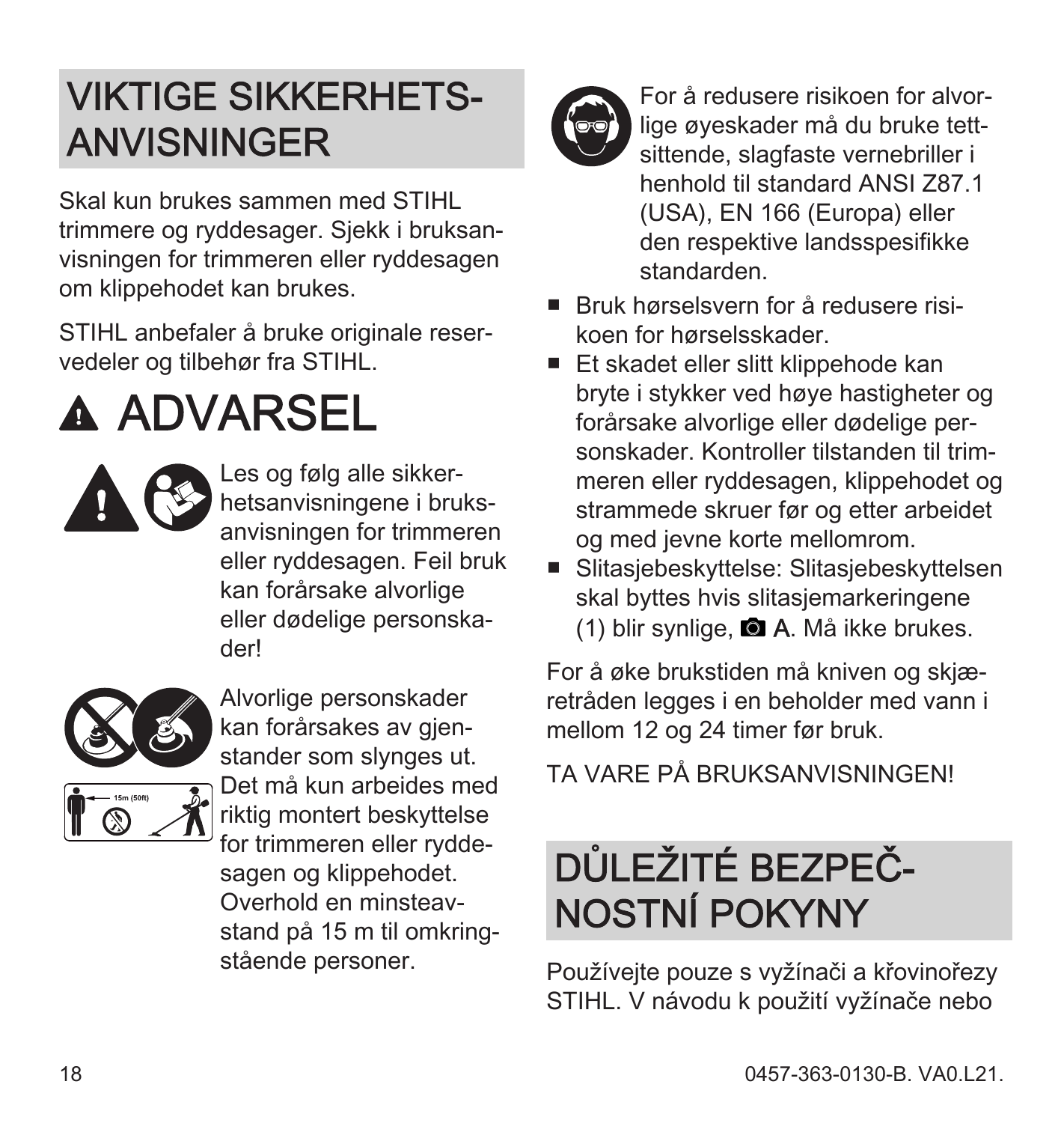# VIKTIGE SIKKERHETS-ANVISNINGER

Skal kun brukes sammen med STIHL trimmere og ryddesager. Sjekk i bruksanvisningen for trimmeren eller ryddesagen om klippehodet kan brukes.

STIHL anbefaler å bruke originale reservedeler og tilbehør fra STIHL.

## ⚠ ADVARSEL

Les og følg alle sikkerhetsanvisningene i bruksanvisningen for trimmeren eller ryddesagen. Feil bruk kan forårsake alvorlige eller dødelige personskader!

Alvorlige personskader kan forårsakes av gjenstander som slynges ut. Det må kun arbeides med riktig montert beskyttelse for trimmeren eller ryddesagen og klippehodet. Overhold en minsteavstand på 15 m til omkringstående personer.

For å redusere risikoen for alvorlige øyeskader må du bruke tettsittende, slagfaste vernebriller i henhold til standard ANSI Z87.1 (USA), EN 166 (Europa) eller den respektive landsspesifikke standarden.

- Bruk hørselsvern for å redusere risikoen for hørselsskader.
- Et skadet eller slitt klippehode kan bryte i stykker ved høye hastigheter og forårsake alvorlige eller dødelige personskader. Kontroller tilstanden til trimmeren eller ryddesagen, klippehodet og strammede skruer før og etter arbeidet og med jevne korte mellomrom.
- Slitasjebeskyttelse: Slitasjebeskyttelsen skal byttes hvis slitasjemarkeringene (1) blir synlige, 📷 A. Må ikke brukes.

For å øke brukstiden må kniven og skjæretråden legges i en beholder med vann i mellom 12 og 24 timer før bruk.

TA VARE PÅ BRUKSANVISNINGEN!

# DŮLEŽITÉ BEZPEČNOSTNÍ POKYNY

Používejte pouze s vyžínači a křovinořezy STIHL. V návodu k použití vyžínače nebo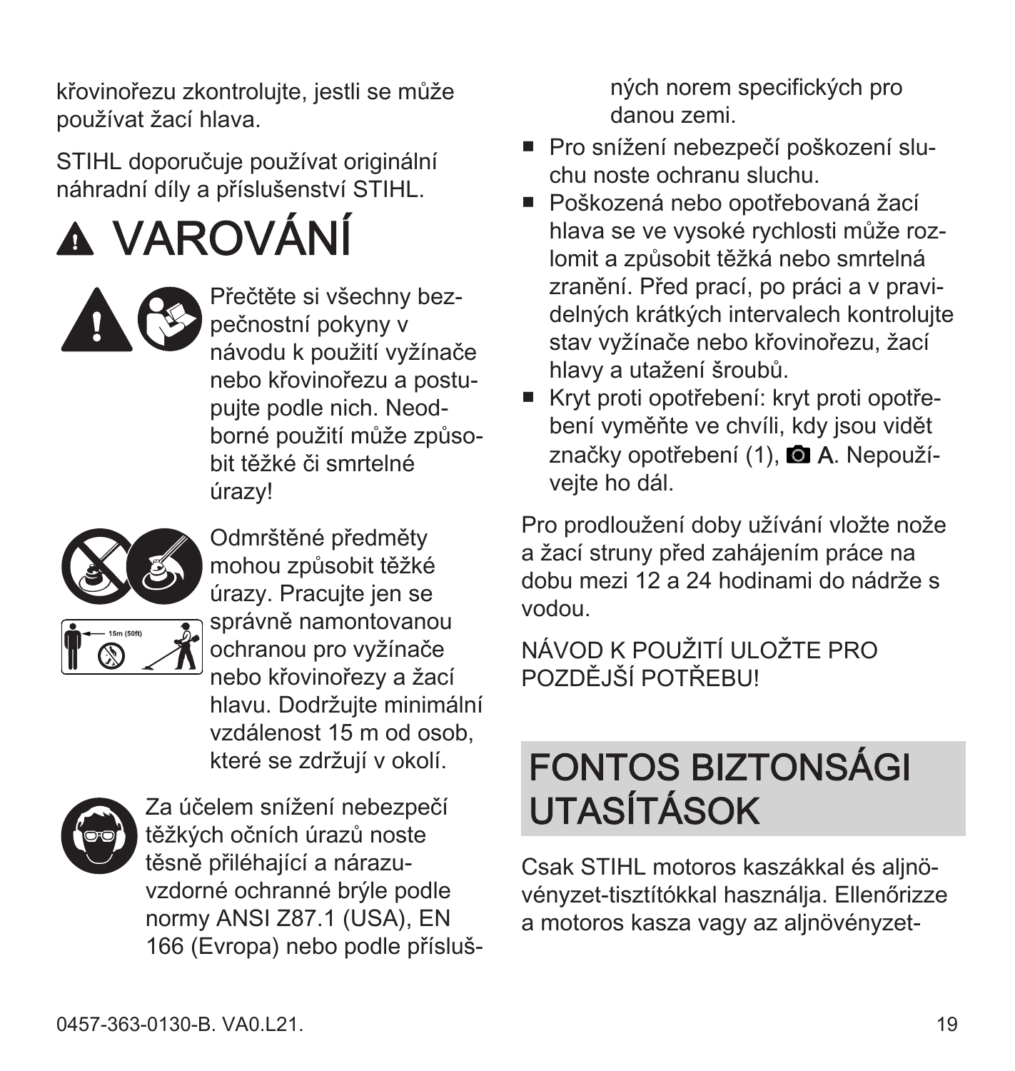křovinořezu zkontrolujte, jestli se může používat žací hlava.

STIHL doporučuje používat originální náhradní díly a příslušenství STIHL.

# ⚠ VAROVÁNÍ

Přečtěte si všechny bezpečnostní pokyny v návodu k použití vyžínače nebo křovinořezu a postupujte podle nich. Neodborné použití může způsobit těžké či smrtelné úrazy!

Odmrštěné předměty mohou způsobit těžké úrazy. Pracujte jen se správně namontovanou ochranou pro vyžínače nebo křovinořezy a žací hlavu. Dodržujte minimální vzdálenost 15 m od osob, které se zdržují v okolí.

Za účelem snížení nebezpečí těžkých očních úrazů noste těsně přiléhající a nárazuvzdorné ochranné brýle podle normy ANSI Z87.1 (USA), EN 166 (Evropa) nebo podle příslušných norem specifických pro danou zemi.

- Pro snížení nebezpečí poškození sluchu noste ochranu sluchu.
- Poškozená nebo opotřebovaná žací hlava se ve vysoké rychlosti může rozlomit a způsobit těžká nebo smrtelná zranění. Před prací, po práci a v pravidelných krátkých intervalech kontrolujte stav vyžínače nebo křovinořezu, žací hlavy a utažení šroubů.
- Kryt proti opotřebení: kryt proti opotřebení vyměňte ve chvíli, kdy jsou vidět značky opotřebení (1), 📷 A. Nepoužívejte ho dál.

Pro prodloužení doby užívání vložte nože a žací struny před zahájením práce na dobu mezi 12 a 24 hodinami do nádrže s vodou.

NÁVOD K POUŽITÍ ULOŽTE PRO POZDĚJŠÍ POTŘEBU!

# FONTOS BIZTONSÁGI UTASÍTÁSOK

Csak STIHL motoros kaszákkal és aljnövényzet-tisztítókkal használja. Ellenőrizze a motoros kasza vagy az aljnövényzet-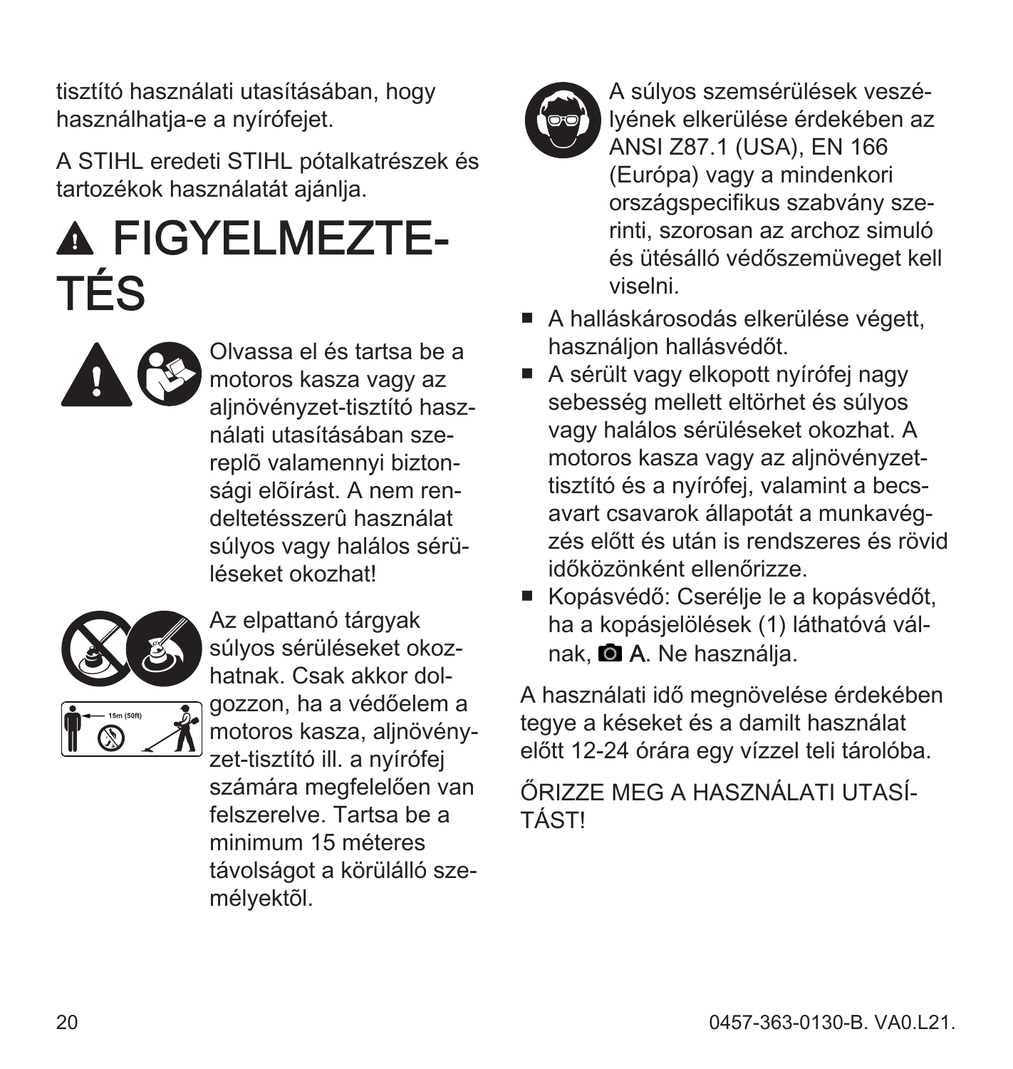tisztító használati utasításában, hogy használhatja-e a nyírófejet.

A STIHL eredeti STIHL pótalkatrészek és tartozékok használatát ajánlja.

# ⚠ FIGYELMEZTETÉS

Olvassa el és tartsa be a motoros kasza vagy az aljnövényzet-tisztító használati utasításában szereplõ valamennyi biztonsági elõírást. A nem rendeltetésszerû használat súlyos vagy halálos sérüléseket okozhat!

Az elpattanó tárgyak súlyos sérüléseket okozhatnak. Csak akkor dolgozzon, ha a védőelem a motoros kasza, aljnövényzet-tisztító ill. a nyírófej számára megfelelően van felszerelve. Tartsa be a minimum 15 méteres távolságot a körülálló személyektõl.

A súlyos szemsérülések veszélyének elkerülése érdekében az ANSI Z87.1 (USA), EN 166 (Európa) vagy a mindenkori országspecifikus szabvány szerinti, szorosan az archoz simuló és ütésálló védőszemüveget kell viselni.

- A halláskárosodás elkerülése végett, használjon hallásvédőt.
- A sérült vagy elkopott nyírófej nagy sebesség mellett eltörhet és súlyos vagy halálos sérüléseket okozhat. A motoros kasza vagy az aljnövényzet-tisztító és a nyírófej, valamint a becsavart csavarok állapotát a munkavégzés előtt és után is rendszeres és rövid időközönként ellenőrizze.
- Kopásvédő: Cserélje le a kopásvédőt, ha a kopásjelölések (1) láthatóvá válnak, 📷 A. Ne használja.

A használati idő megnövelése érdekében tegye a késeket és a damilt használat előtt 12-24 órára egy vízzel teli tárolóba.

ŐRIZZE MEG A HASZNÁLATI UTASÍTÁST!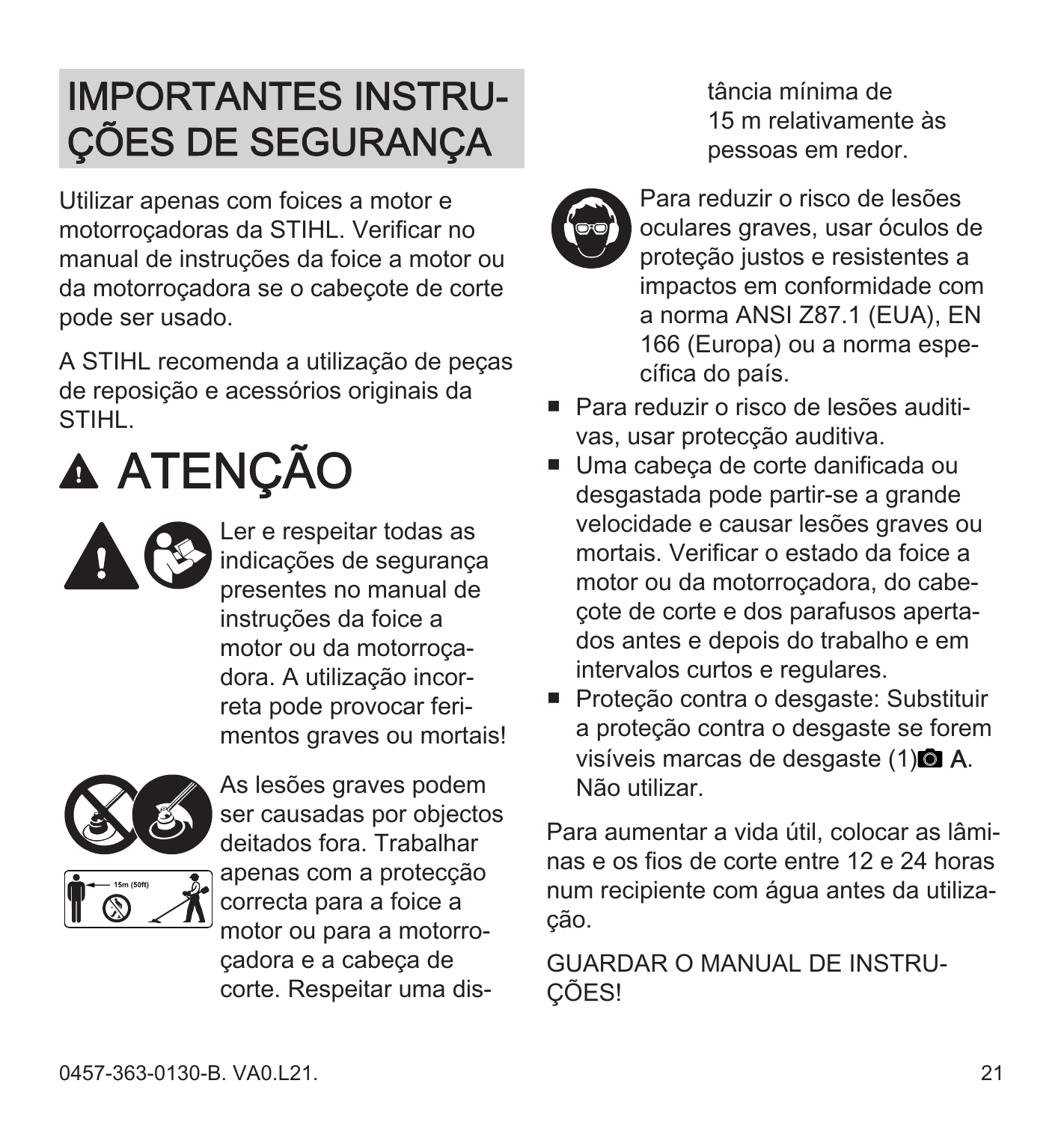# IMPORTANTES INSTRUÇÕES DE SEGURANÇA

Utilizar apenas com foices a motor e motorroçadoras da STIHL. Verificar no manual de instruções da foice a motor ou da motorroçadora se o cabeçote de corte pode ser usado.

A STIHL recomenda a utilização de peças de reposição e acessórios originais da STIHL.

## ⚠ ATENÇÃO

Ler e respeitar todas as indicações de segurança presentes no manual de instruções da foice a motor ou da motorroçadora. A utilização incorreta pode provocar ferimentos graves ou mortais!

As lesões graves podem ser causadas por objectos deitados fora. Trabalhar apenas com a protecção correcta para a foice a motor ou para a motorroçadora e a cabeça de corte. Respeitar uma distância mínima de 15 m relativamente às pessoas em redor.

Para reduzir o risco de lesões oculares graves, usar óculos de proteção justos e resistentes a impactos em conformidade com a norma ANSI Z87.1 (EUA), EN 166 (Europa) ou a norma específica do país.

- Para reduzir o risco de lesões auditivas, usar protecção auditiva.
- Uma cabeça de corte danificada ou desgastada pode partir-se a grande velocidade e causar lesões graves ou mortais. Verificar o estado da foice a motor ou da motorroçadora, do cabeçote de corte e dos parafusos apertados antes e depois do trabalho e em intervalos curtos e regulares.
- Proteção contra o desgaste: Substituir a proteção contra o desgaste se forem visíveis marcas de desgaste (1) A. Não utilizar.

Para aumentar a vida útil, colocar as lâminas e os fios de corte entre 12 e 24 horas num recipiente com água antes da utilização.

GUARDAR O MANUAL DE INSTRUÇÕES!

0457-363-0130-B. VA0.L21.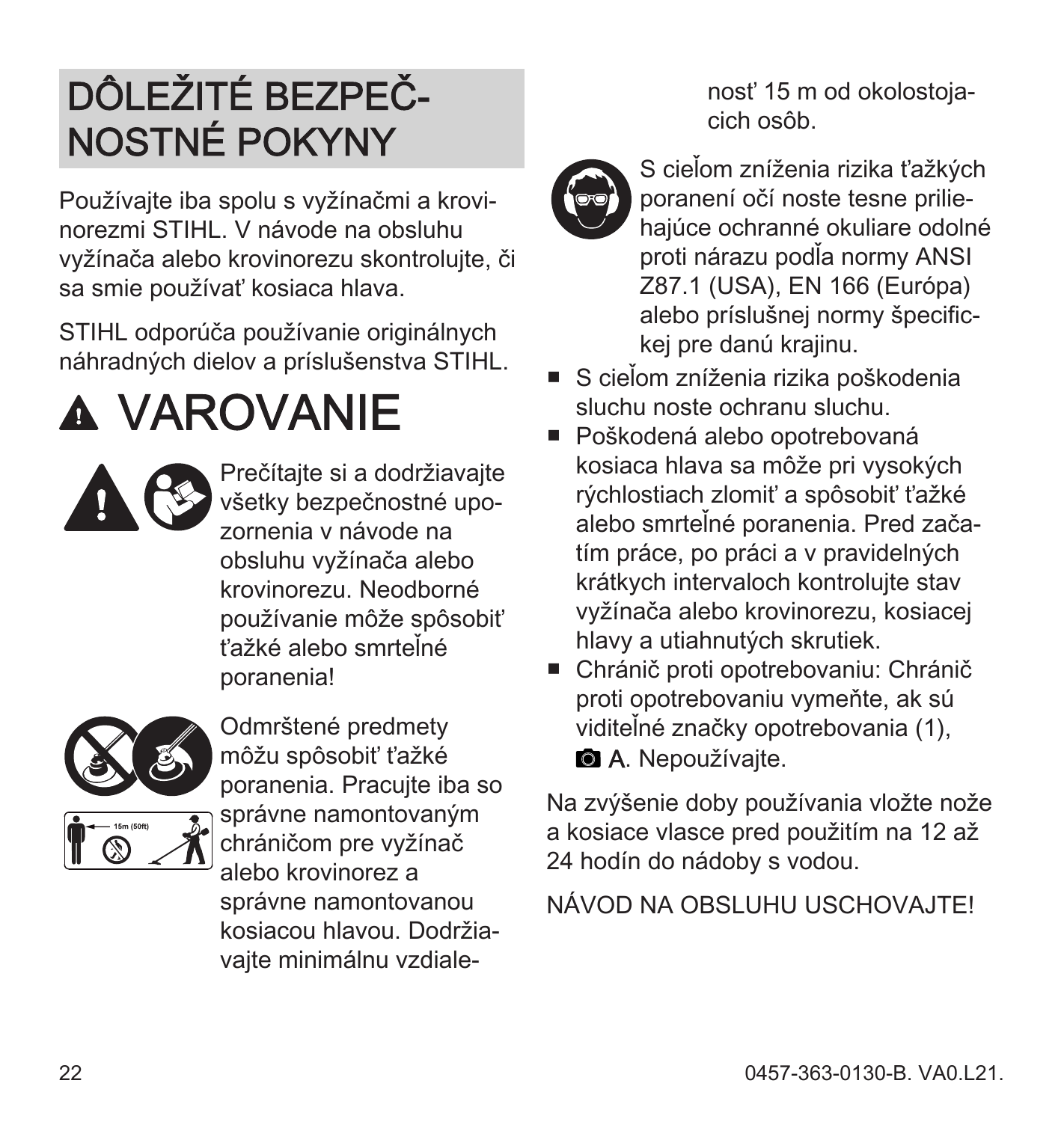# DÔLEŽITÉ BEZPEČNOSTNÉ POKYNY

Používajte iba spolu s vyžínačmi a krovinorezmi STIHL. V návode na obsluhu vyžínača alebo krovinorezu skontrolujte, či sa smie používať kosiaca hlava.

STIHL odporúča používanie originálnych náhradných dielov a príslušenstva STIHL.

## ⚠ VAROVANIE

Prečítajte si a dodržiavajte všetky bezpečnostné upozornenia v návode na obsluhu vyžínača alebo krovinorezu. Neodborné používanie môže spôsobiť ťažké alebo smrteľné poranenia!

15m (50ft)

Odmrštené predmety môžu spôsobiť ťažké poranenia. Pracujte iba so správne namontovaným chráničom pre vyžínač alebo krovinorez a správne namontovanou kosiacou hlavou. Dodržiavajte minimálnu vzdialenosť 15 m od okolostojacich osôb.

S cieľom zníženia rizika ťažkých poranení očí noste tesne priliehajúce ochranné okuliare odolné proti nárazu podľa normy ANSI Z87.1 (USA), EN 166 (Európa) alebo príslušnej normy špecifickej pre danú krajinu.

- S cieľom zníženia rizika poškodenia sluchu noste ochranu sluchu.
- Poškodená alebo opotrebovaná kosiaca hlava sa môže pri vysokých rýchlostiach zlomiť a spôsobiť ťažké alebo smrteľné poranenia. Pred začatím práce, po práci a v pravidelných krátkych intervaloch kontrolujte stav vyžínača alebo krovinorezu, kosiacej hlavy a utiahnutých skrutiek.
- Chránič proti opotrebovaniu: Chránič proti opotrebovaniu vymeňte, ak sú viditeľné značky opotrebovania (1), A. Nepoužívajte.

Na zvýšenie doby používania vložte nože a kosiace vlasce pred použitím na 12 až 24 hodín do nádoby s vodou.

NÁVOD NA OBSLUHU USCHOVAJTE!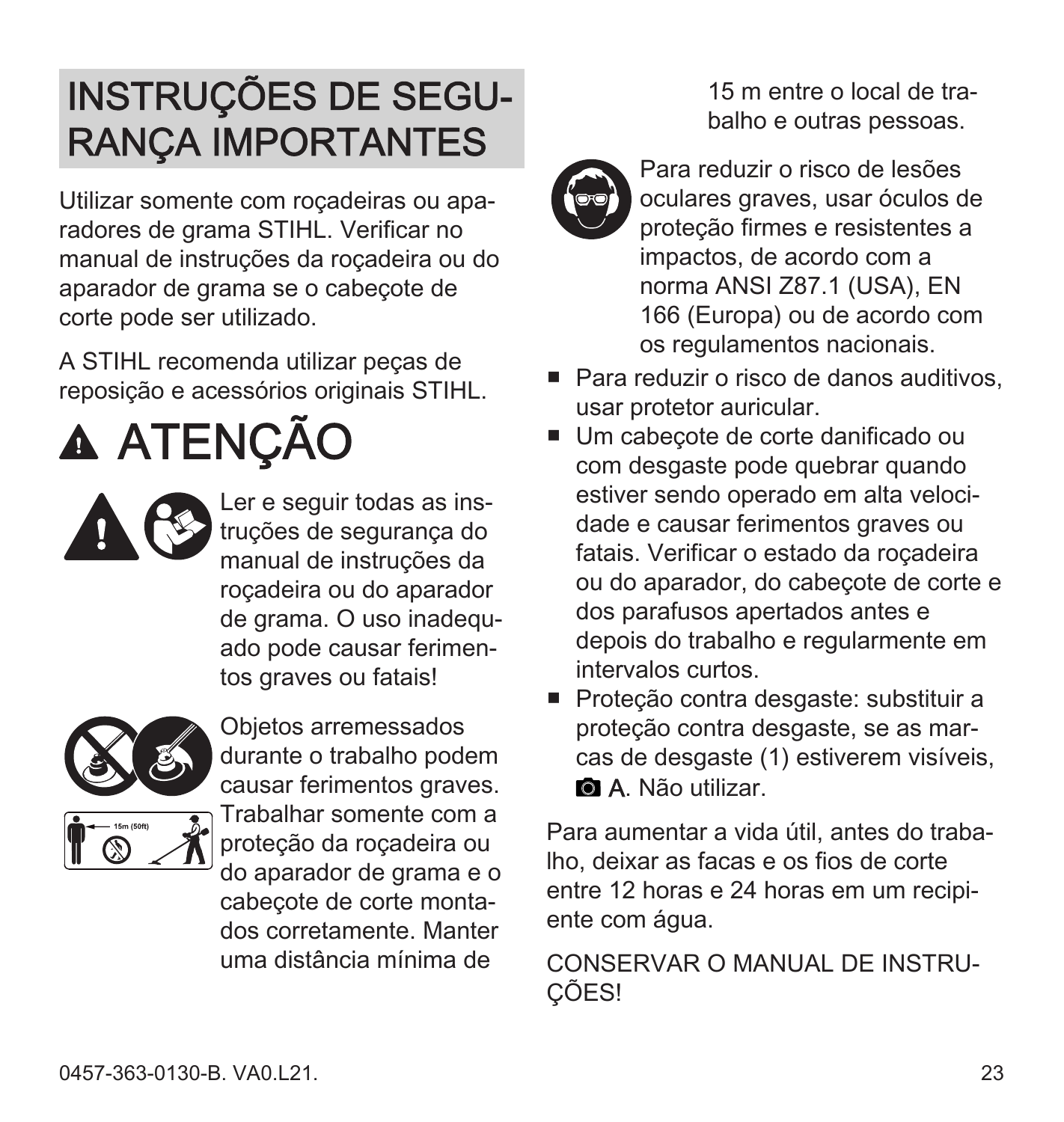# INSTRUÇÕES DE SEGURANÇA IMPORTANTES

Utilizar somente com roçadeiras ou aparadores de grama STIHL. Verificar no manual de instruções da roçadeira ou do aparador de grama se o cabeçote de corte pode ser utilizado.

A STIHL recomenda utilizar peças de reposição e acessórios originais STIHL.

## ⚠ ATENÇÃO

Ler e seguir todas as instruções de segurança do manual de instruções da roçadeira ou do aparador de grama. O uso inadequado pode causar ferimentos graves ou fatais!

Objetos arremessados durante o trabalho podem causar ferimentos graves. Trabalhar somente com a proteção da roçadeira ou do aparador de grama e o cabeçote de corte montados corretamente. Manter uma distância mínima de 15 m entre o local de trabalho e outras pessoas.

Para reduzir o risco de lesões oculares graves, usar óculos de proteção firmes e resistentes a impactos, de acordo com a norma ANSI Z87.1 (USA), EN 166 (Europa) ou de acordo com os regulamentos nacionais.

- Para reduzir o risco de danos auditivos, usar protetor auricular.
- Um cabeçote de corte danificado ou com desgaste pode quebrar quando estiver sendo operado em alta velocidade e causar ferimentos graves ou fatais. Verificar o estado da roçadeira ou do aparador, do cabeçote de corte e dos parafusos apertados antes e depois do trabalho e regularmente em intervalos curtos.
- Proteção contra desgaste: substituir a proteção contra desgaste, se as marcas de desgaste (1) estiverem visíveis, A. Não utilizar.

Para aumentar a vida útil, antes do trabalho, deixar as facas e os fios de corte entre 12 horas e 24 horas em um recipiente com água.

CONSERVAR O MANUAL DE INSTRUÇÕES!

0457-363-0130-B. VA0.L21.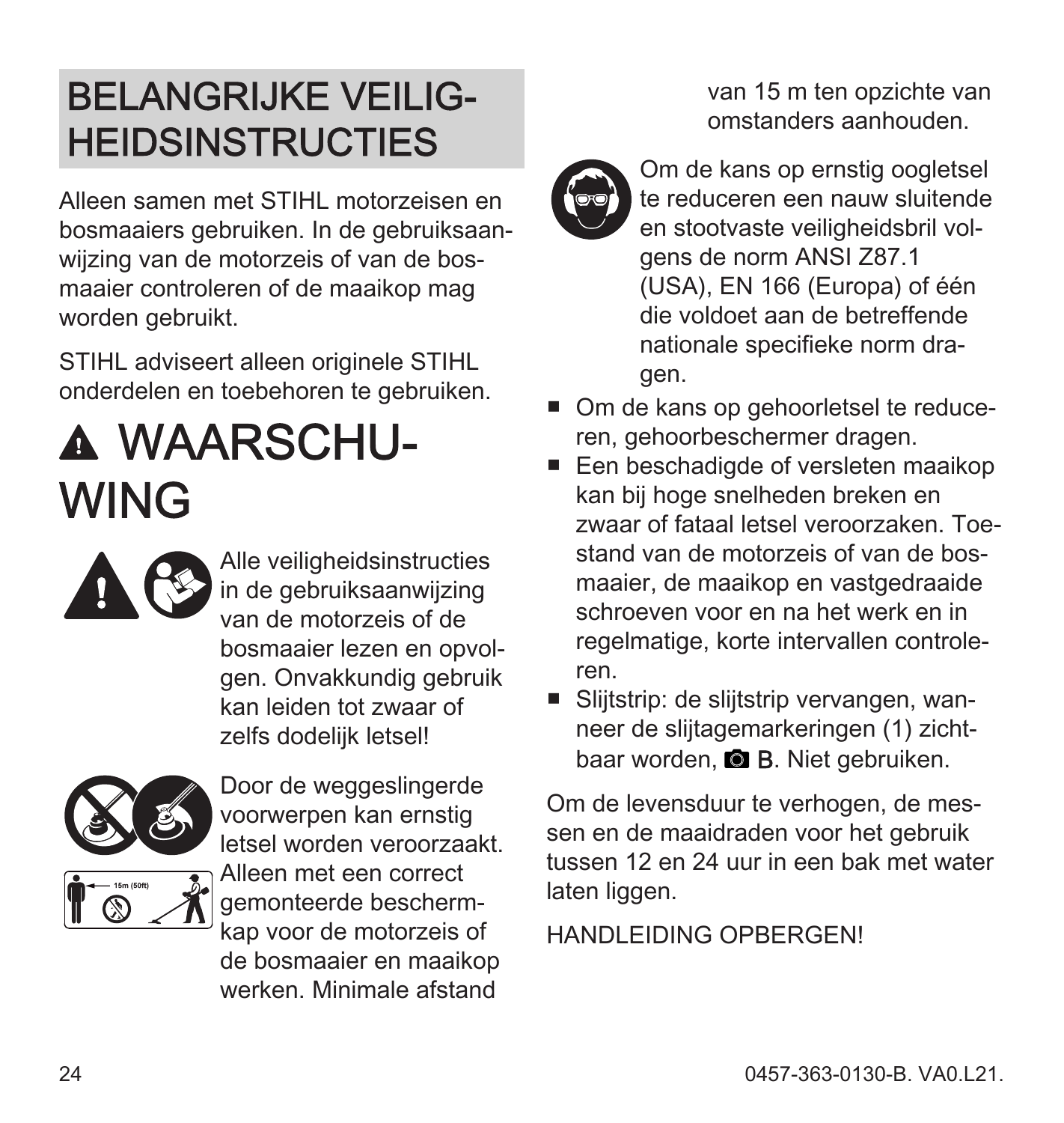## BELANGRIJKE VEILIGHEIDSINSTRUCTIES

Alleen samen met STIHL motorzeisen en bosmaaiers gebruiken. In de gebruiksaanwijzing van de motorzeis of van de bosmaaier controleren of de maaikop mag worden gebruikt.

STIHL adviseert alleen originele STIHL onderdelen en toebehoren te gebruiken.

# ⚠ WAARSCHUWING

Alle veiligheidsinstructies in de gebruiksaanwijzing van de motorzeis of de bosmaaier lezen en opvolgen. Onvakkundig gebruik kan leiden tot zwaar of zelfs dodelijk letsel!

Door de weggeslingerde voorwerpen kan ernstig letsel worden veroorzaakt. Alleen met een correct gemonteerde beschermkap voor de motorzeis of de bosmaaier en maaikop werken. Minimale afstand van 15 m ten opzichte van omstanders aanhouden.

Om de kans op ernstig oogletsel te reduceren een nauw sluitende en stootvaste veiligheidsbril volgens de norm ANSI Z87.1 (USA), EN 166 (Europa) of één die voldoet aan de betreffende nationale specifieke norm dragen.

- Om de kans op gehoorletsel te reduceren, gehoorbeschermer dragen.
- Een beschadigde of versleten maaikop kan bij hoge snelheden breken en zwaar of fataal letsel veroorzaken. Toestand van de motorzeis of van de bosmaaier, de maaikop en vastgedraaide schroeven voor en na het werk en in regelmatige, korte intervallen controleren.
- Slijtstrip: de slijtstrip vervangen, wanneer de slijtagemarkeringen (1) zichtbaar worden, 📷 B. Niet gebruiken.

Om de levensduur te verhogen, de messen en de maaidraden voor het gebruik tussen 12 en 24 uur in een bak met water laten liggen.

HANDLEIDING OPBERGEN!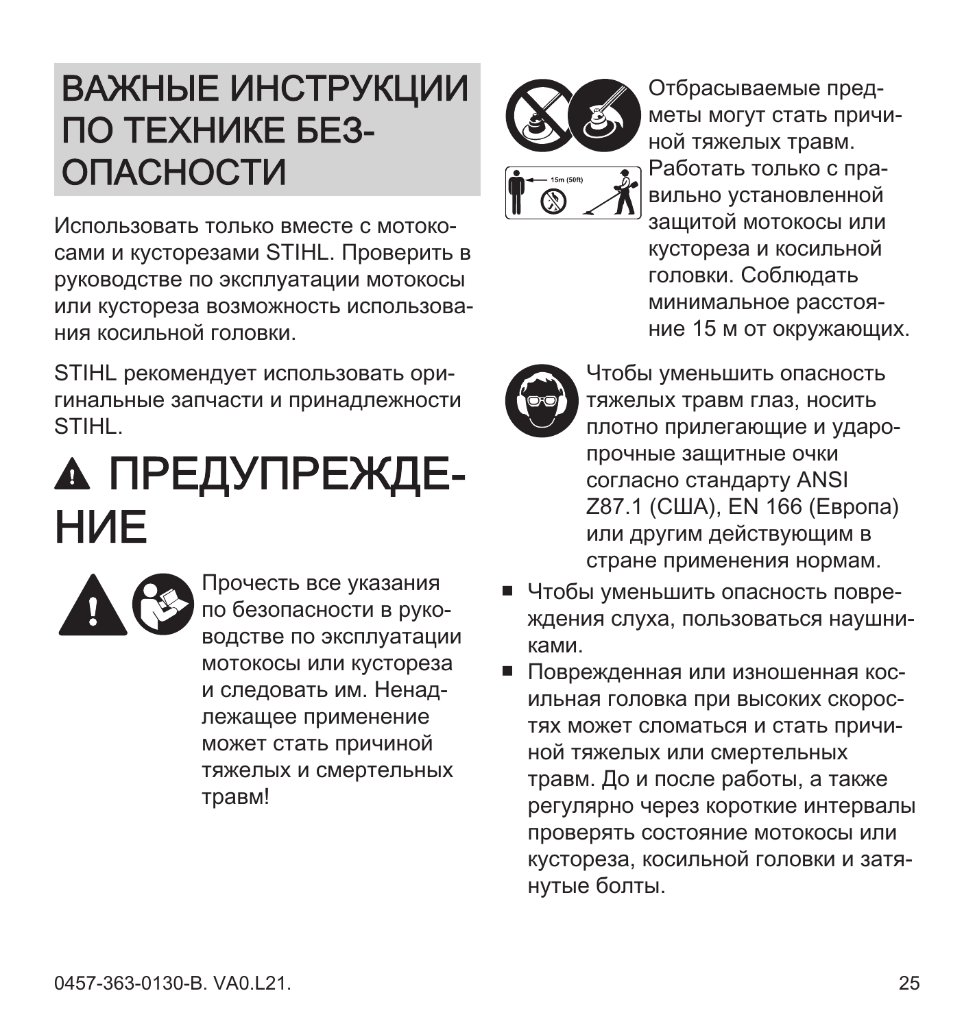# ВАЖНЫЕ ИНСТРУКЦИИ ПО ТЕХНИКЕ БЕЗОПАСНОСТИ

Использовать только вместе с мотокосами и кусторезами STIHL. Проверить в руководстве по эксплуатации мотокосы или кустореза возможность использования косильной головки.

STIHL рекомендует использовать оригинальные запчасти и принадлежности STIHL.

# ▲ ПРЕДУПРЕЖДЕНИЕ

Прочесть все указания по безопасности в руководстве по эксплуатации мотокосы или кустореза и следовать им. Ненадлежащее применение может стать причиной тяжелых и смертельных травм!

15m (50ft)

Отбрасываемые предметы могут стать причиной тяжелых травм. Работать только с правильно установленной защитой мотокосы или кустореза и косильной головки. Соблюдать минимальное расстояние 15 м от окружающих.

Чтобы уменьшить опасность тяжелых травм глаз, носить плотно прилегающие и ударопрочные защитные очки согласно стандарту ANSI Z87.1 (США), EN 166 (Европа) или другим действующим в стране применения нормам.

- Чтобы уменьшить опасность повреждения слуха, пользоваться наушниками.
- Поврежденная или изношенная косильная головка при высоких скоростях может сломаться и стать причиной тяжелых или смертельных травм. До и после работы, а также регулярно через короткие интервалы проверять состояние мотокосы или кустореза, косильной головки и затянутые болты.

0457-363-0130-B. VA0.L21.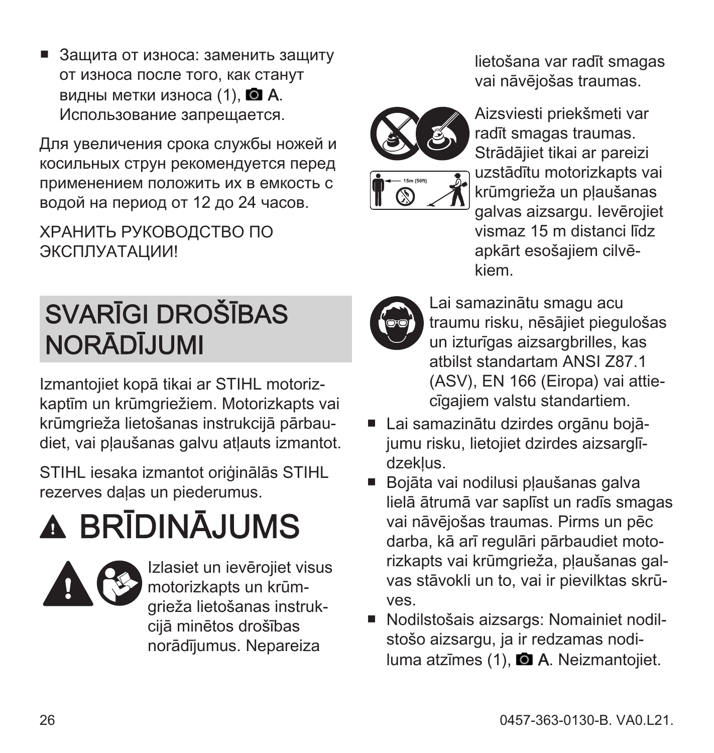- Защита от износа: заменить защиту от износа после того, как станут видны метки износа (1), 📷 A. Использование запрещается.

Для увеличения срока службы ножей и косильных струн рекомендуется перед применением положить их в емкость с водой на период от 12 до 24 часов.

ХРАНИТЬ РУКОВОДСТВО ПО ЭКСПЛУАТАЦИИ!

# SVARĪGI DROŠĪBAS NORĀDĪJUMI

Izmantojiet kopā tikai ar STIHL motorizkaptīm un krūmgriežiem. Motorizkapts vai krūmgrieža lietošanas instrukcijā pārbaudiet, vai pļaušanas galvu atļauts izmantot.

STIHL iesaka izmantot oriģinālās STIHL rezerves daļas un piederumus.

# ⚠ BRĪDINĀJUMS

Izlasiet un ievērojiet visus motorizkapts un krūmgrieža lietošanas instrukcijā minētos drošības norādījumus. Nepareiza lietošana var radīt smagas vai nāvējošas traumas.

Aizsviesti priekšmeti var radīt smagas traumas. Strādājiet tikai ar pareizi uzstādītu motorizkapts vai krūmgrieža un pļaušanas galvas aizsargu. Ievērojiet vismaz 15 m distanci līdz apkārt esošajiem cilvēkiem.

Lai samazinātu smagu acu traumu risku, nēsājiet piegulošas un izturīgas aizsargbrilles, kas atbilst standartam ANSI Z87.1 (ASV), EN 166 (Eiropa) vai attiecīgajiem valstu standartiem.

- Lai samazinātu dzirdes orgānu bojājumu risku, lietojiet dzirdes aizsarglīdzekļus.
- Bojāta vai nodilusi pļaušanas galva lielā ātrumā var saplīst un radīs smagas vai nāvējošas traumas. Pirms un pēc darba, kā arī regulāri pārbaudiet motorizkapts vai krūmgrieža, pļaušanas galvas stāvokli un to, vai ir pievilktas skrūves.
- Nodilstošais aizsargs: Nomainiet nodilstošo aizsargu, ja ir redzamas nodiluma atzīmes (1), 📷 A. Neizmantojiet.

0457-363-0130-B. VA0.L21.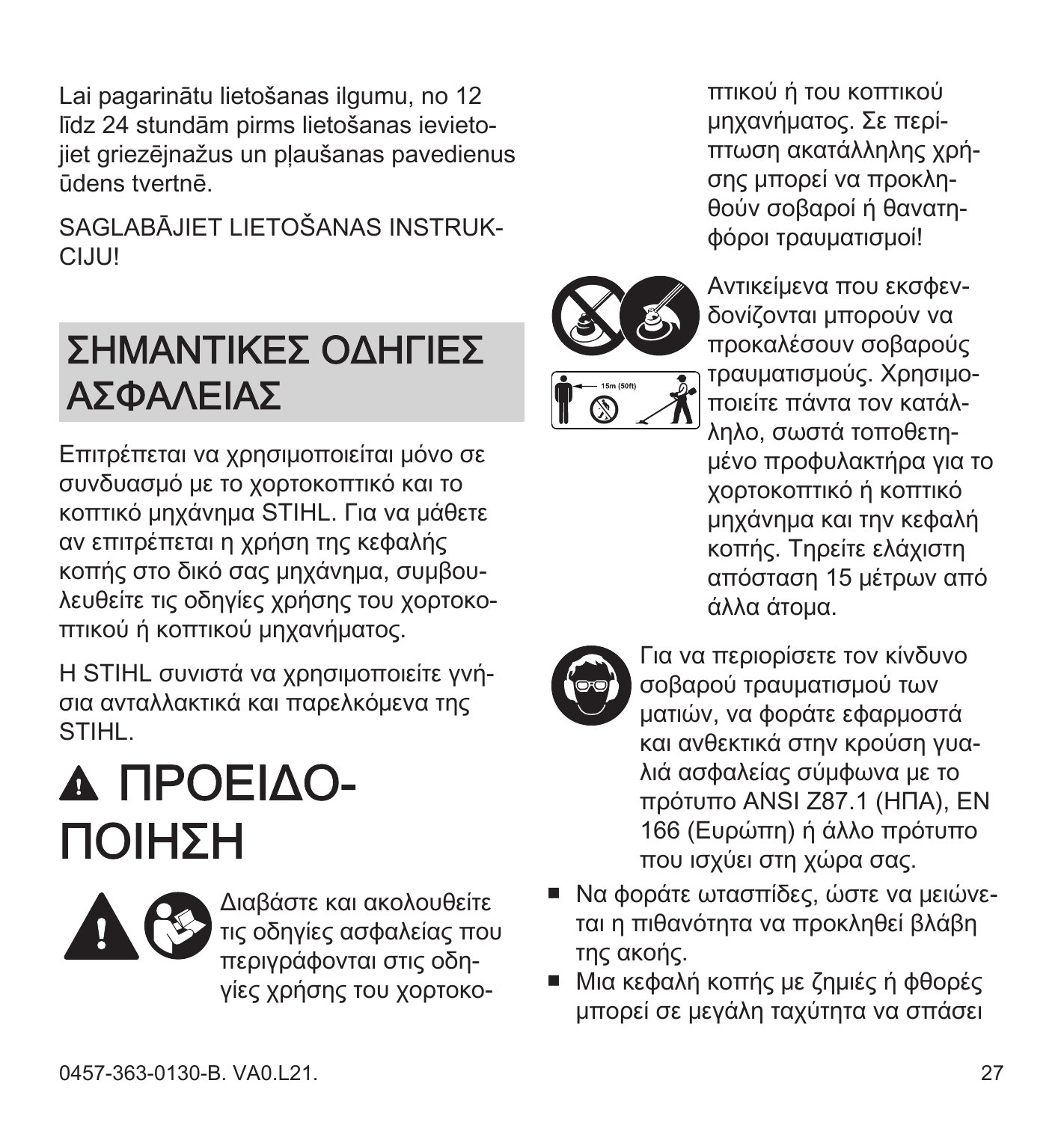Lai pagarinātu lietošanas ilgumu, no 12 līdz 24 stundām pirms lietošanas ievietojiet griezējnažus un pļaušanas pavedienus ūdens tvertnē.

SAGLABĀJIET LIETOŠANAS INSTRUKCIJU!

## ΣΗΜΑΝΤΙΚΕΣ ΟΔΗΓΙΕΣ ΑΣΦΑΛΕΙΑΣ

Επιτρέπεται να χρησιμοποιείται μόνο σε συνδυασμό με το χορτοκοπτικό και το κοπτικό μηχάνημα STIHL. Για να μάθετε αν επιτρέπεται η χρήση της κεφαλής κοπής στο δικό σας μηχάνημα, συμβουλευθείτε τις οδηγίες χρήσης του χορτοκοπτικού ή κοπτικού μηχανήματος.

Η STIHL συνιστά να χρησιμοποιείτε γνήσια ανταλλακτικά και παρελκόμενα της STIHL.

# ⚠ ΠΡΟΕΙΔΟΠΟΙΗΣΗ

Διαβάστε και ακολουθείτε τις οδηγίες ασφαλείας που περιγράφονται στις οδηγίες χρήσης του χορτοκοπτικού ή του κοπτικού μηχανήματος. Σε περίπτωση ακατάλληλης χρήσης μπορεί να προκληθούν σοβαροί ή θανατηφόροι τραυματισμοί!

15m (50ft)

Αντικείμενα που εκσφενδονίζονται μπορούν να προκαλέσουν σοβαρούς τραυματισμούς. Χρησιμοποιείτε πάντα τον κατάλληλο, σωστά τοποθετημένο προφυλακτήρα για το χορτοκοπτικό ή κοπτικό μηχάνημα και την κεφαλή κοπής. Τηρείτε ελάχιστη απόσταση 15 μέτρων από άλλα άτομα.

Για να περιορίσετε τον κίνδυνο σοβαρού τραυματισμού των ματιών, να φοράτε εφαρμοστά και ανθεκτικά στην κρούση γυαλιά ασφαλείας σύμφωνα με το πρότυπο ANSI Z87.1 (ΗΠΑ), EN 166 (Ευρώπη) ή άλλο πρότυπο που ισχύει στη χώρα σας.

- Να φοράτε ωτασπίδες, ώστε να μειώνεται η πιθανότητα να προκληθεί βλάβη της ακοής.
- Μια κεφαλή κοπής με ζημιές ή φθορές μπορεί σε μεγάλη ταχύτητα να σπάσει

0457-363-0130-B. VA0.L21.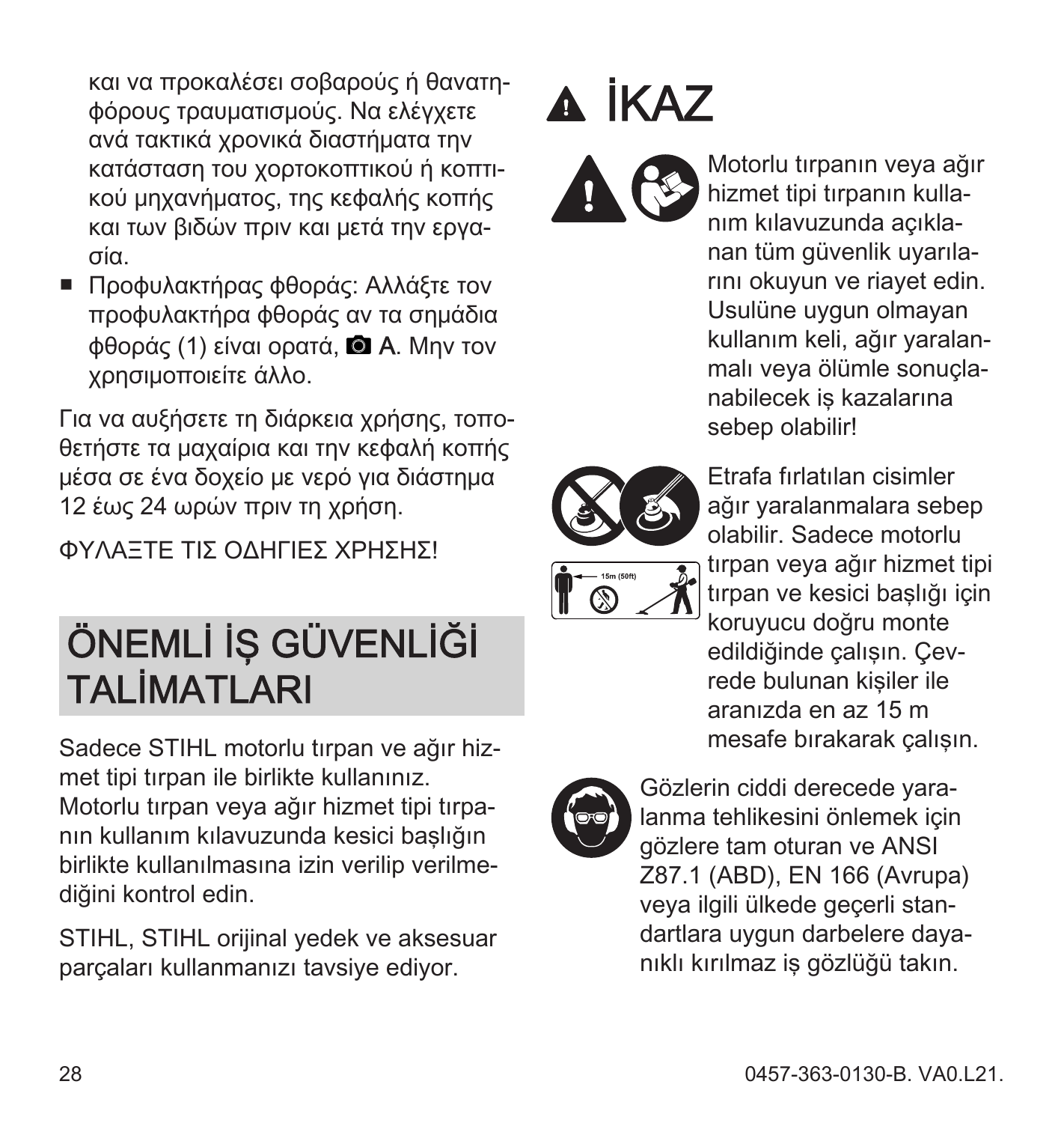και να προκαλέσει σοβαρούς ή θανατηφόρους τραυματισμούς. Να ελέγχετε ανά τακτικά χρονικά διαστήματα την κατάσταση του χορτοκοπτικού ή κοπτικού μηχανήματος, της κεφαλής κοπής και των βιδών πριν και μετά την εργασία.

- Προφυλακτήρας φθοράς: Αλλάξτε τον προφυλακτήρα φθοράς αν τα σημάδια φθοράς (1) είναι ορατά, 📷 A. Μην τον χρησιμοποιείτε άλλο.

Για να αυξήσετε τη διάρκεια χρήσης, τοποθετήστε τα μαχαίρια και την κεφαλή κοπής μέσα σε ένα δοχείο με νερό για διάστημα 12 έως 24 ωρών πριν τη χρήση.

ΦΥΛΑΞΤΕ ΤΙΣ ΟΔΗΓΙΕΣ ΧΡΗΣΗΣ!

## ÖNEMLİ İŞ GÜVENLİĞİ TALİMATLARI

Sadece STIHL motorlu tırpan ve ağır hizmet tipi tırpan ile birlikte kullanınız. Motorlu tırpan veya ağır hizmet tipi tırpanın kullanım kılavuzunda kesici başlığın birlikte kullanılmasına izin verilip verilmediğini kontrol edin.

STIHL, STIHL orijinal yedek ve aksesuar parçaları kullanmanızı tavsiye ediyor.

## ⚠ İKAZ

Motorlu tırpanın veya ağır hizmet tipi tırpanın kullanım kılavuzunda açıklanan tüm güvenlik uyarılarını okuyun ve riayet edin. Usulüne uygun olmayan kullanım keli, ağır yaralanmalı veya ölümle sonuçlanabilecek iş kazalarına sebep olabilir!

Etrafa fırlatılan cisimler ağır yaralanmalara sebep olabilir. Sadece motorlu tırpan veya ağır hizmet tipi tırpan ve kesici başlığı için koruyucu doğru monte edildiğinde çalışın. Çevrede bulunan kişiler ile aranızda en az 15 m mesafe bırakarak çalışın.

Gözlerin ciddi derecede yaralanma tehlikesini önlemek için gözlere tam oturan ve ANSI Z87.1 (ABD), EN 166 (Avrupa) veya ilgili ülkede geçerli standartlara uygun darbelere dayanıklı kırılmaz iş gözlüğü takın.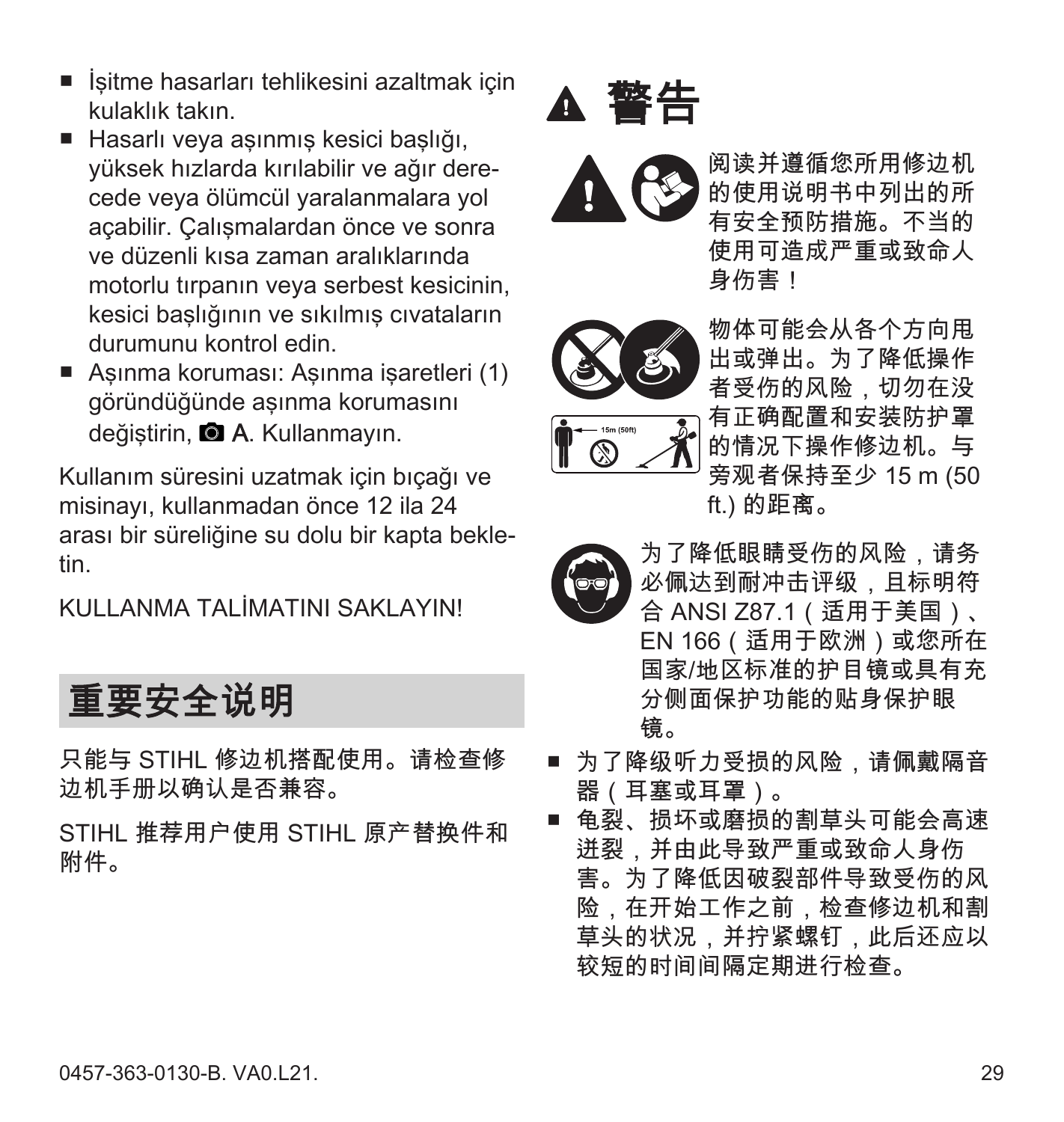- İşitme hasarları tehlikesini azaltmak için kulaklık takın.
- Hasarlı veya aşınmış kesici başlığı, yüksek hızlarda kırılabilir ve ağır derecede veya ölümcül yaralanmalara yol açabilir. Çalışmalardan önce ve sonra ve düzenli kısa zaman aralıklarında motorlu tırpanın veya serbest kesicinin, kesici başlığının ve sıkılmış cıvataların durumunu kontrol edin.
- Aşınma koruması: Aşınma işaretleri (1) göründüğünde aşınma korumasını değiştirin, 📷 A. Kullanmayın.

Kullanım süresini uzatmak için bıçağı ve misinayı, kullanmadan önce 12 ila 24 arası bir süreliğine su dolu bir kapta bekletin.

KULLANMA TALİMATINI SAKLAYIN!

## 重要安全说明

只能与 STIHL 修边机搭配使用。请检查修边机手册以确认是否兼容。

STIHL 推荐用户使用 STIHL 原产替换件和附件。

# ⚠ 警告

阅读并遵循您所用修边机的使用说明书中列出的所有安全预防措施。不当的使用可造成严重或致命人身伤害！

15m (50ft)

物体可能会从各个方向甩出或弹出。为了降低操作者受伤的风险，切勿在没有正确配置和安装防护罩的情况下操作修边机。与旁观者保持至少 15 m (50 ft.) 的距离。

为了降低眼睛受伤的风险，请务必佩达到耐冲击评级，且标明符合 ANSI Z87.1（适用于美国）、EN 166（适用于欧洲）或您所在国家/地区标准的护目镜或具有充分侧面保护功能的贴身保护眼镜。

- 为了降级听力受损的风险，请佩戴隔音器（耳塞或耳罩）。
- 龟裂、损坏或磨损的割草头可能会高速迸裂，并由此导致严重或致命人身伤害。为了降低因破裂部件导致受伤的风险，在开始工作之前，检查修边机和割草头的状况，并拧紧螺钉，此后还应以较短的时间间隔定期进行检查。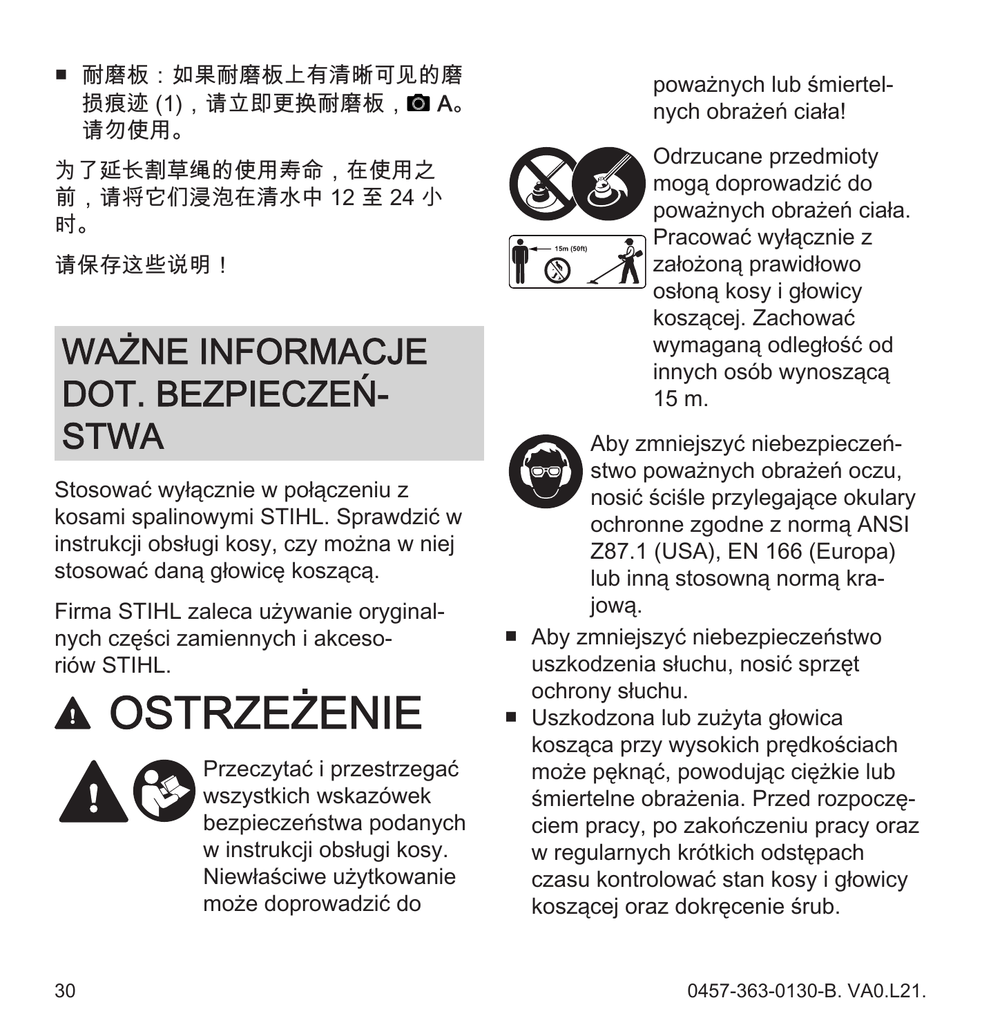- 耐磨板：如果耐磨板上有清晰可见的磨损痕迹 (1)，请立即更换耐磨板，📷 A。请勿使用。

为了延长割草绳的使用寿命，在使用之前，请将它们浸泡在清水中 12 至 24 小时。

请保存这些说明！

# WAŻNE INFORMACJE DOT. BEZPIECZEŃSTWA

Stosować wyłącznie w połączeniu z kosami spalinowymi STIHL. Sprawdzić w instrukcji obsługi kosy, czy można w niej stosować daną głowicę koszącą.

Firma STIHL zaleca używanie oryginalnych części zamiennych i akcesoriów STIHL.

# ⚠ OSTRZEŻENIE

Przeczytać i przestrzegać wszystkich wskazówek bezpieczeństwa podanych w instrukcji obsługi kosy. Niewłaściwe użytkowanie może doprowadzić do poważnych lub śmiertelnych obrażeń ciała!

Odrzucane przedmioty mogą doprowadzić do poważnych obrażeń ciała. Pracować wyłącznie z założoną prawidłowo osłoną kosy i głowicy koszącej. Zachować wymaganą odległość od innych osób wynoszącą 15 m.

Aby zmniejszyć niebezpieczeństwo poważnych obrażeń oczu, nosić ściśle przylegające okulary ochronne zgodne z normą ANSI Z87.1 (USA), EN 166 (Europa) lub inną stosowną normą krajową.

- Aby zmniejszyć niebezpieczeństwo uszkodzenia słuchu, nosić sprzęt ochrony słuchu.
- Uszkodzona lub zużyta głowica kosząca przy wysokich prędkościach może pęknąć, powodując ciężkie lub śmiertelne obrażenia. Przed rozpoczęciem pracy, po zakończeniu pracy oraz w regularnych krótkich odstępach czasu kontrolować stan kosy i głowicy koszącej oraz dokręcenie śrub.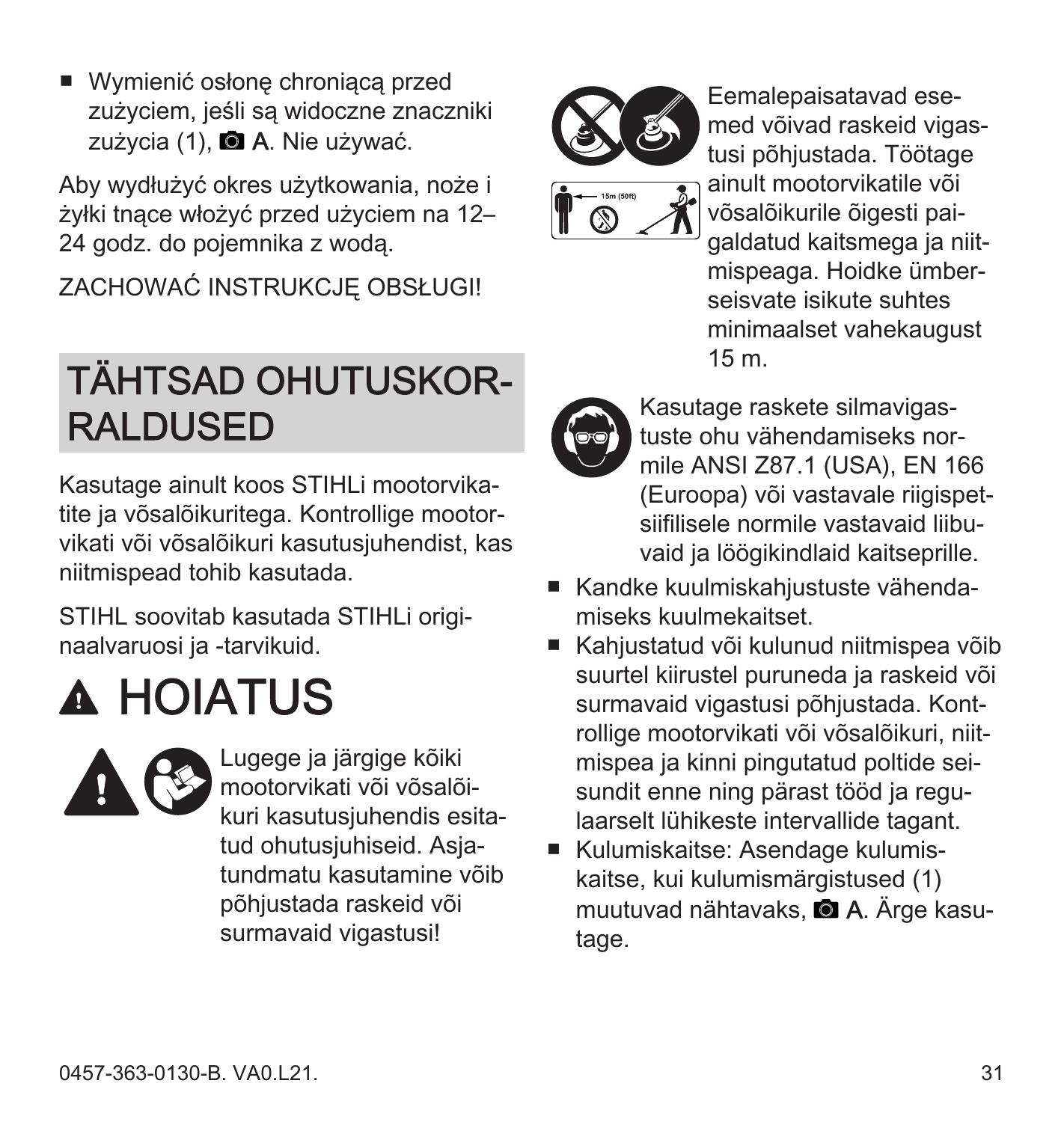- Wymienić osłonę chroniącą przed zużyciem, jeśli są widoczne znaczniki zużycia (1), 📷 A. Nie używać.

Aby wydłużyć okres użytkowania, noże i żyłki tnące włożyć przed użyciem na 12–24 godz. do pojemnika z wodą.

ZACHOWAĆ INSTRUKCJĘ OBSŁUGI!

# TÄHTSAD OHUTUSKORRALDUSED

Kasutage ainult koos STIHLi mootorvikatite ja võsalõikuritega. Kontrollige mootorvikati või võsalõikuri kasutusjuhendist, kas niitmispead tohib kasutada.

STIHL soovitab kasutada STIHLi originaalvaruosi ja -tarvikuid.

# ⚠ HOIATUS

Lugege ja järgige kõiki mootorvikati või võsalõikuri kasutusjuhendis esitatud ohutusjuhiseid. Asjatundmatu kasutamine võib põhjustada raskeid või surmavaid vigastusi!

Eemalepaisatavad esemed võivad raskeid vigastusi põhjustada. Töötage ainult mootorvikatile või võsalõikurile õigesti paigaldatud kaitsmega ja niitmispeaga. Hoidke ümberseisvate isikute suhtes minimaalset vahekaugust 15 m.

Kasutage raskete silmavigastuste ohu vähendamiseks normile ANSI Z87.1 (USA), EN 166 (Euroopa) või vastavale riigispetsiifilisele normile vastavaid liibuvaid ja löögikindlaid kaitseprille.

- Kandke kuulmiskahjustuste vähendamiseks kuulmekaitset.
- Kahjustatud või kulunud niitmispea võib suurtel kiirustel puruneda ja raskeid või surmavaid vigastusi põhjustada. Kontrollige mootorvikati või võsalõikuri, niitmispea ja kinni pingutatud poltide seisundit enne ning pärast tööd ja regulaarselt lühikeste intervallide tagant.
- Kulumiskaitse: Asendage kulumiskaitse, kui kulumismärgistused (1) muutuvad nähtavaks, 📷 A. Ärge kasutage.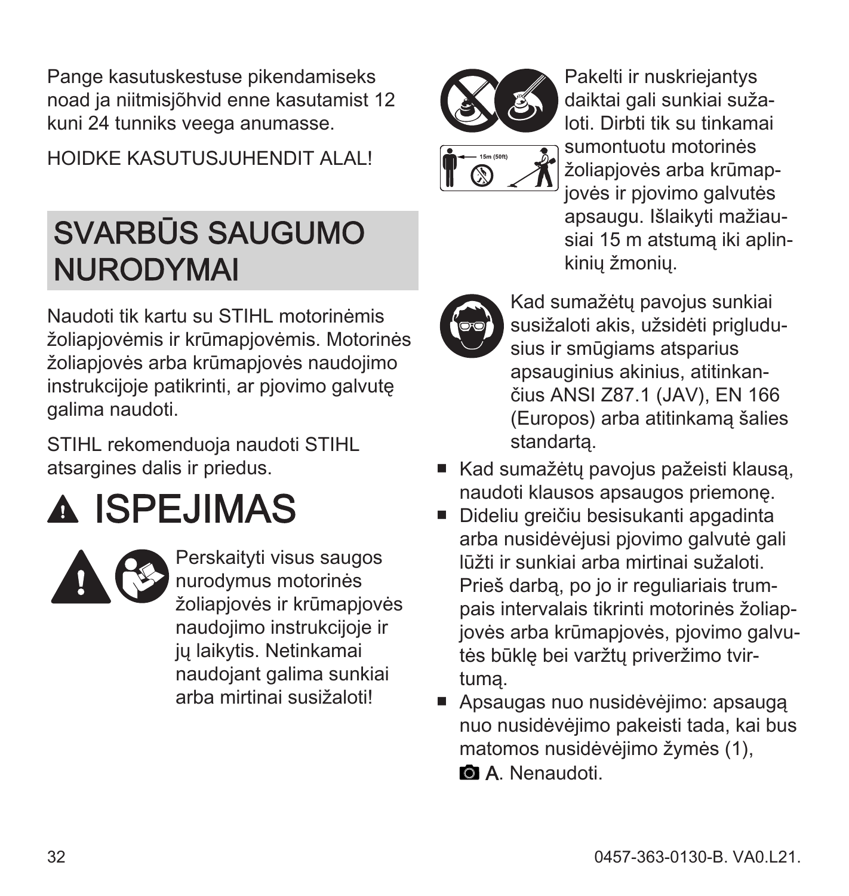Pange kasutuskestuse pikendamiseks noad ja niitmisjõhvid enne kasutamist 12 kuni 24 tunniks veega anumasse.

HOIDKE KASUTUSJUHENDIT ALAL!

## SVARBŪS SAUGUMO NURODYMAI

Naudoti tik kartu su STIHL motorinėmis žoliapjovėmis ir krūmapjovėmis. Motorinės žoliapjovės arba krūmapjovės naudojimo instrukcijoje patikrinti, ar pjovimo galvutę galima naudoti.

STIHL rekomenduoja naudoti STIHL atsargines dalis ir priedus.

# ⚠ ISPEJIMAS

Perskaityti visus saugos nurodymus motorinės žoliapjovės ir krūmapjovės naudojimo instrukcijoje ir jų laikytis. Netinkamai naudojant galima sunkiai arba mirtinai susižaloti!

Pakelti ir nuskriejantys daiktai gali sunkiai sužaloti. Dirbti tik su tinkamai sumontuotu motorinės žoliapjovės arba krūmapjovės ir pjovimo galvutės apsaugu. Išlaikyti mažiausiai 15 m atstumą iki aplinkinių žmonių.

Kad sumažėtų pavojus sunkiai susižaloti akis, užsidėti prigludusius ir smūgiams atsparius apsauginius akinius, atitinkančius ANSI Z87.1 (JAV), EN 166 (Europos) arba atitinkamą šalies standartą.

- Kad sumažėtų pavojus pažeisti klausą, naudoti klausos apsaugos priemonę.
- Dideliu greičiu besisukanti apgadinta arba nusidėvėjusi pjovimo galvutė gali lūžti ir sunkiai arba mirtinai sužaloti. Prieš darbą, po jo ir reguliariais trumpais intervalais tikrinti motorinės žoliapjovės arba krūmapjovės, pjovimo galvutės būklę bei varžtų priveržimo tvirtumą.
- Apsaugas nuo nusidėvėjimo: apsaugą nuo nusidėvėjimo pakeisti tada, kai bus matomos nusidėvėjimo žymės (1), 📷 A. Nenaudoti.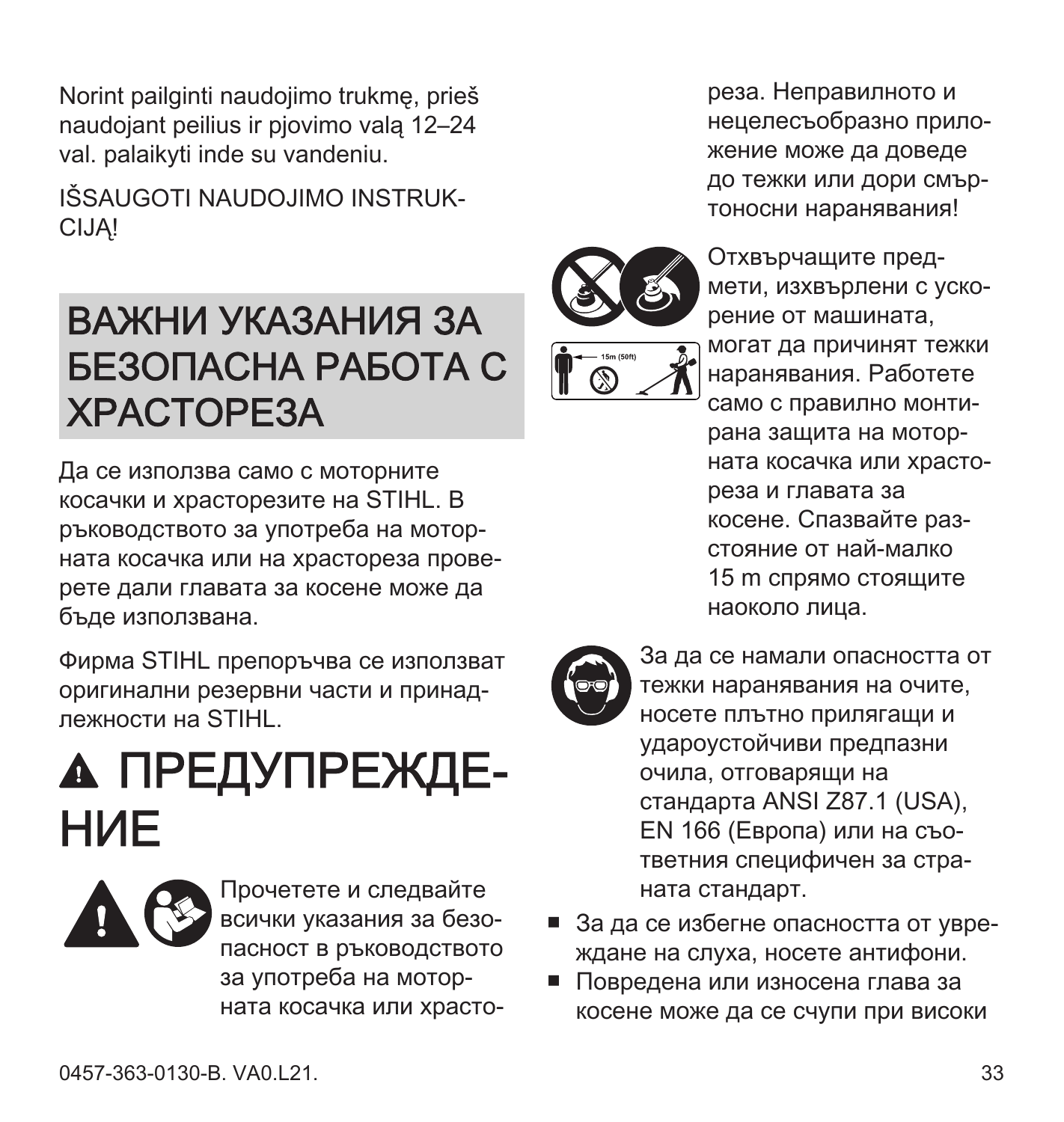Norint pailginti naudojimo trukmę, prieš naudojant peilius ir pjovimo valą 12–24 val. palaikyti inde su vandeniu.

IŠSAUGOTI NAUDOJIMO INSTRUKCIJĄ!

# ВАЖНИ УКАЗАНИЯ ЗА БЕЗОПАСНА РАБОТА С ХРАСТОРЕЗА

Да се използва само с моторните косачки и храсторезите на STIHL. В ръководството за употреба на моторната косачка или на храстореза проверете дали главата за косене може да бъде използвана.

Фирма STIHL препоръчва се използват оригинални резервни части и принадлежности на STIHL.

# ⚠ ПРЕДУПРЕЖДЕНИЕ

Прочетете и следвайте всички указания за безопасност в ръководството за употреба на моторната косачка или храстореза. Неправилното и нецелесъобразно приложение може да доведе до тежки или дори смъртоносни наранявания!

Отхвърчащите предмети, изхвърлени с ускорение от машината, могат да причинят тежки наранявания. Работете само с правилно монтирана защита на моторната косачка или храстореза и главата за косене. Спазвайте разстояние от най-малко 15 m спрямо стоящите наоколо лица.

За да се намали опасността от тежки наранявания на очите, носете плътно прилягащи и удароустойчиви предпазни очила, отговарящи на стандарта ANSI Z87.1 (USA), EN 166 (Европа) или на съответния специфичен за страната стандарт.

- За да се избегне опасността от увреждане на слуха, носете антифони.
- Повредена или износена глава за косене може да се счупи при високи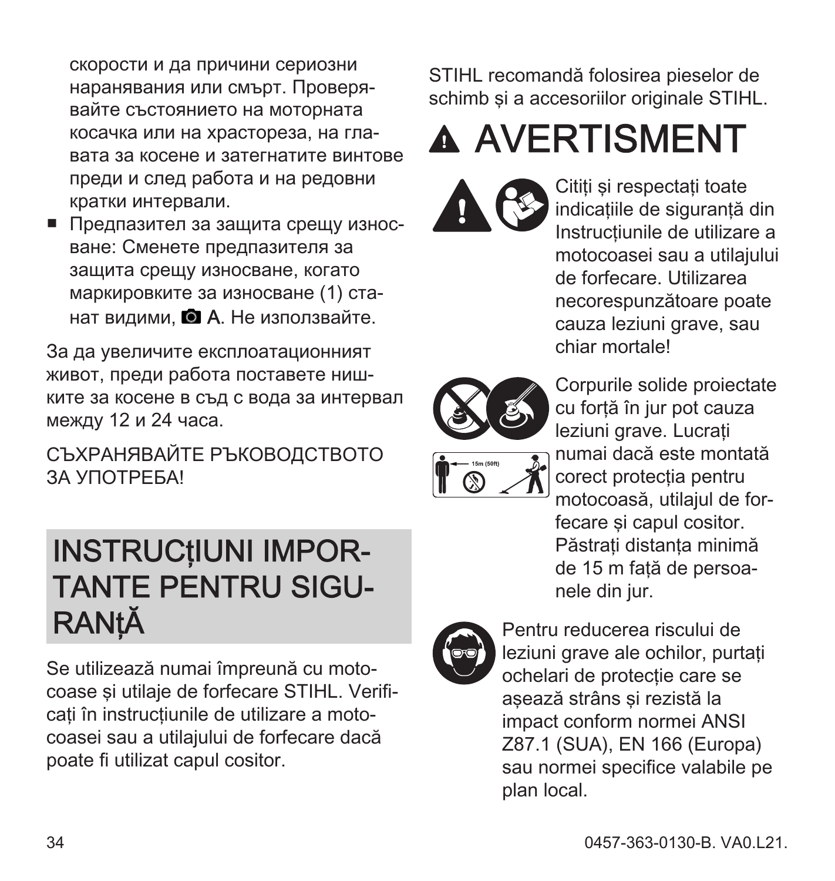скорости и да причини сериозни наранявания или смърт. Проверявайте състоянието на моторната косачка или на храстореза, на главата за косене и затегнатите винтове преди и след работа и на редовни кратки интервали.

- Предпазител за защита срещу износване: Сменете предпазителя за защита срещу износване, когато маркировките за износване (1) станат видими, A. Не използвайте.

За да увеличите експлоатационният живот, преди работа поставете нишките за косене в съд с вода за интервал между 12 и 24 часа.

СЪХРАНЯВАЙТЕ РЪКОВОДСТВОТО ЗА УПОТРЕБА!

# INSTRUCțIUNI IMPORTANTE PENTRU SIGURANțĂ

Se utilizează numai împreună cu motocoase și utilaje de forfecare STIHL. Verificați în instrucțiunile de utilizare a motocoasei sau a utilajului de forfecare dacă poate fi utilizat capul cositor.

STIHL recomandă folosirea pieselor de schimb și a accesoriilor originale STIHL.

# ⚠ AVERTISMENT

Citiți și respectați toate indicațiile de siguranță din Instrucțiunile de utilizare a motocoasei sau a utilajului de forfecare. Utilizarea necorespunzătoare poate cauza leziuni grave, sau chiar mortale!

15m (50ft)

Corpurile solide proiectate cu forță în jur pot cauza leziuni grave. Lucrați numai dacă este montată corect protecția pentru motocoasă, utilajul de forfecare și capul cositor. Păstrați distanța minimă de 15 m față de persoanele din jur.

Pentru reducerea riscului de leziuni grave ale ochilor, purtați ochelari de protecție care se așează strâns și rezistă la impact conform normei ANSI Z87.1 (SUA), EN 166 (Europa) sau normei specifice valabile pe plan local.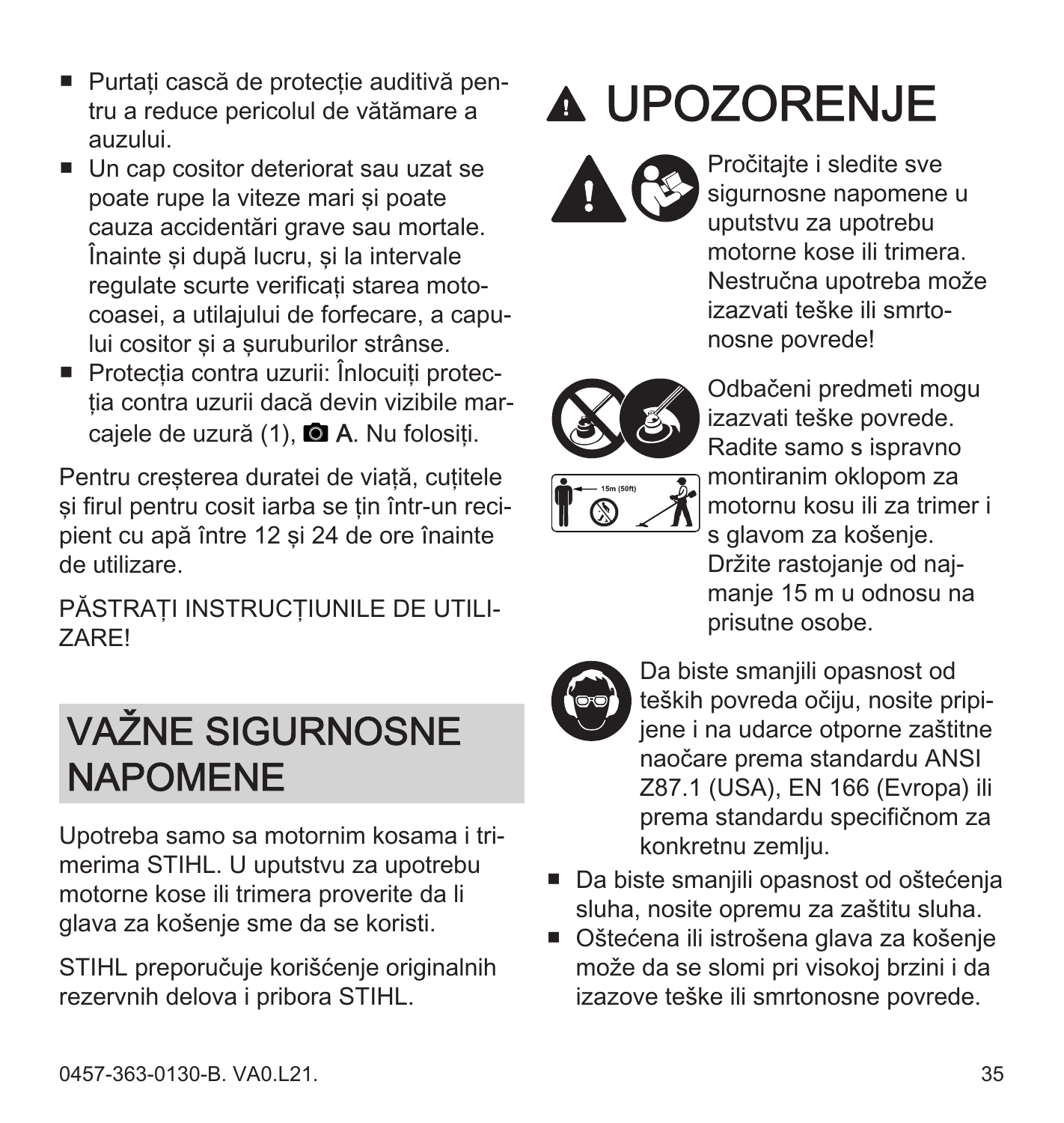- Purtați cască de protecție auditivă pentru a reduce pericolul de vătămare a auzului.
- Un cap cositor deteriorat sau uzat se poate rupe la viteze mari și poate cauza accidentări grave sau mortale. Înainte și după lucru, și la intervale regulate scurte verificați starea motocoasei, a utilajului de forfecare, a capului cositor și a șuruburilor strânse.
- Protecția contra uzurii: Înlocuiți protecția contra uzurii dacă devin vizibile marcajele de uzură (1), A. Nu folosiți.

Pentru creșterea duratei de viață, cuțitele și firul pentru cosit iarba se țin într-un recipient cu apă între 12 și 24 de ore înainte de utilizare.

PĂSTRAȚI INSTRUCȚIUNILE DE UTILIZARE!

## VAŽNE SIGURNOSNE NAPOMENE

Upotreba samo sa motornim kosama i trimerima STIHL. U uputstvu za upotrebu motorne kose ili trimera proverite da li glava za košenje sme da se koristi.

STIHL preporučuje korišćenje originalnih rezervnih delova i pribora STIHL.

# ⚠ UPOZORENJE

Pročitajte i sledite sve sigurnosne napomene u uputstvu za upotrebu motorne kose ili trimera. Nestručna upotreba može izazvati teške ili smrtonosne povrede!

15m (50ft)

Odbačeni predmeti mogu izazvati teške povrede. Radite samo s ispravno montiranim oklopom za motornu kosu ili za trimer i s glavom za košenje. Držite rastojanje od najmanje 15 m u odnosu na prisutne osobe.

Da biste smanjili opasnost od teških povreda očiju, nosite pripijene i na udarce otporne zaštitne naočare prema standardu ANSI Z87.1 (USA), EN 166 (Evropa) ili prema standardu specifičnom za konkretnu zemlju.

- Da biste smanjili opasnost od oštećenja sluha, nosite opremu za zaštitu sluha.
- Oštećena ili istrošena glava za košenje može da se slomi pri visokoj brzini i da izazove teške ili smrtonosne povrede.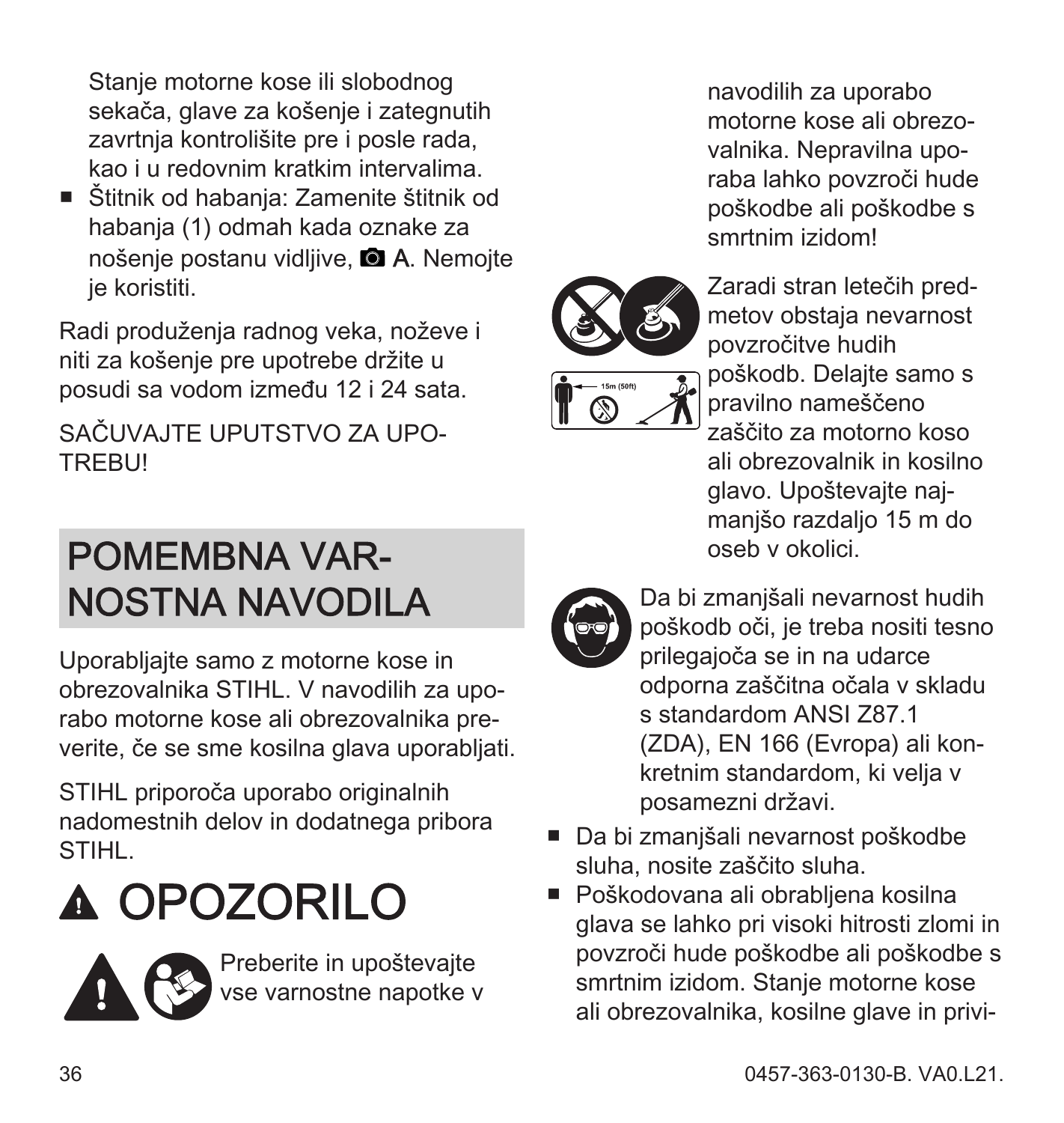Stanje motorne kose ili slobodnog sekača, glave za košenje i zategnutih zavrtnja kontrolišite pre i posle rada, kao i u redovnim kratkim intervalima.

- Štitnik od habanja: Zamenite štitnik od habanja (1) odmah kada oznake za nošenje postanu vidljive, A. Nemojte je koristiti.

Radi produženja radnog veka, noževe i niti za košenje pre upotrebe držite u posudi sa vodom između 12 i 24 sata.

SAČUVAJTE UPUTSTVO ZA UPOTREBU!

# POMEMBNA VARNOSTNA NAVODILA

Uporabljajte samo z motorne kose in obrezovalnika STIHL. V navodilih za uporabo motorne kose ali obrezovalnika preverite, če se sme kosilna glava uporabljati.

STIHL priporoča uporabo originalnih nadomestnih delov in dodatnega pribora STIHL.

# ⚠ OPOZORILO

Preberite in upoštevajte vse varnostne napotke v navodilih za uporabo motorne kose ali obrezovalnika. Nepravilna uporaba lahko povzroči hude poškodbe ali poškodbe s smrtnim izidom!

Zaradi stran letečih predmetov obstaja nevarnost povzročitve hudih poškodb. Delajte samo s pravilno nameščeno zaščito za motorno koso ali obrezovalnik in kosilno glavo. Upoštevajte najmanjšo razdaljo 15 m do oseb v okolici.

Da bi zmanjšali nevarnost hudih poškodb oči, je treba nositi tesno prilegajoča se in na udarce odporna zaščitna očala v skladu s standardom ANSI Z87.1 (ZDA), EN 166 (Evropa) ali konkretnim standardom, ki velja v posamezni državi.

- Da bi zmanjšali nevarnost poškodbe sluha, nosite zaščito sluha.
- Poškodovana ali obrabljena kosilna glava se lahko pri visoki hitrosti zlomi in povzroči hude poškodbe ali poškodbe s smrtnim izidom. Stanje motorne kose ali obrezovalnika, kosilne glave in privi-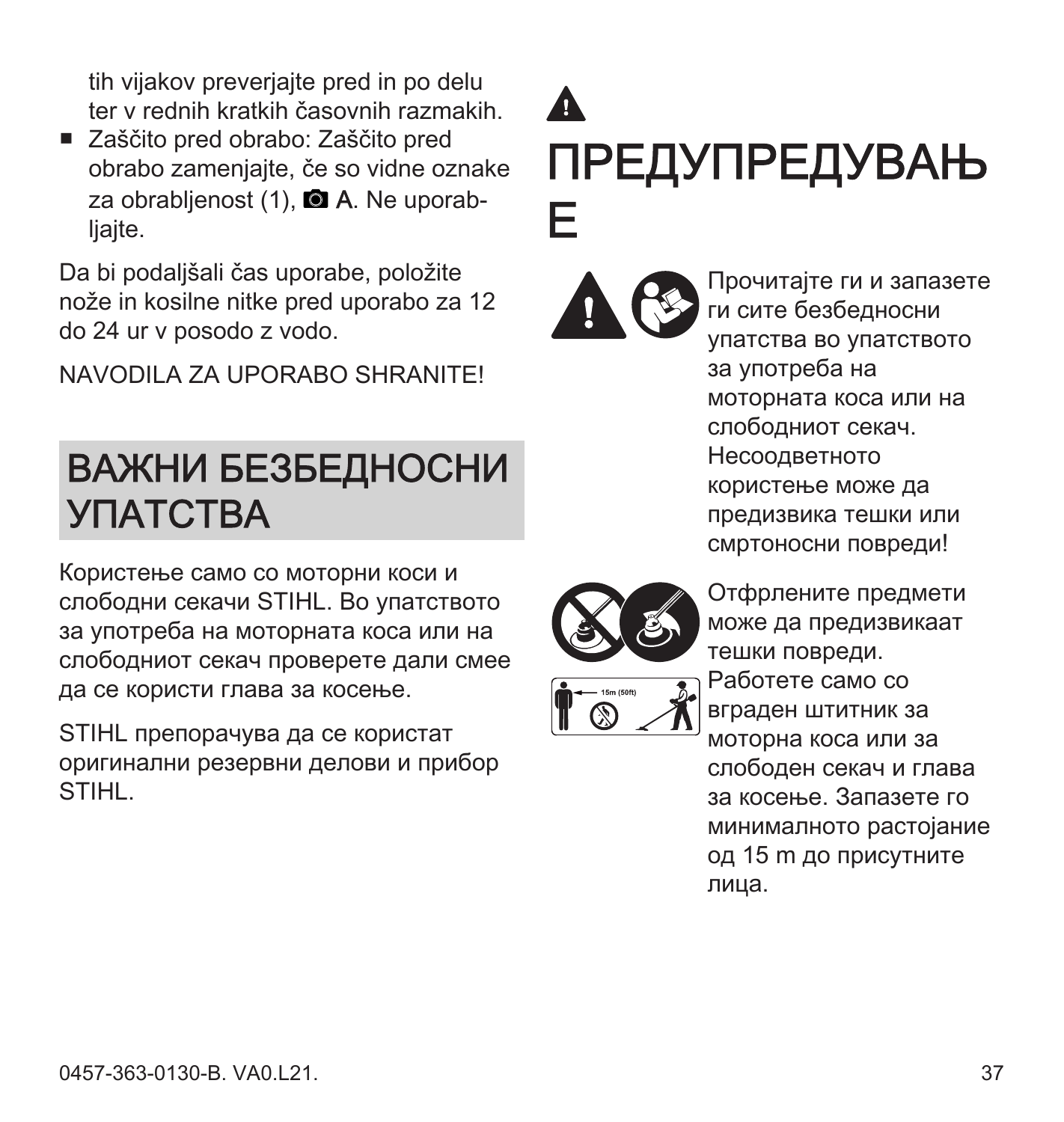tih vijakov preverjajte pred in po delu ter v rednih kratkih časovnih razmakih.

- Zaščito pred obrabo: Zaščito pred obrabo zamenjajte, če so vidne oznake za obrabljenost (1), A. Ne uporabljajte.

Da bi podaljšali čas uporabe, položite nože in kosilne nitke pred uporabo za 12 do 24 ur v posodo z vodo.

NAVODILA ZA UPORABO SHRANITE!

# ВАЖНИ БЕЗБЕДНОСНИ УПАТСТВА

Користење само со моторни коси и слободни секачи STIHL. Во упатството за употреба на моторната коса или на слободниот секач проверете дали смее да се користи глава за косење.

STIHL препорачува да се користат оригинални резервни делови и прибор STIHL.

# ПРЕДУПРЕДУВАЊЕ

Прочитајте ги и запазете ги сите безбедносни упатства во упатството за употреба на моторната коса или на слободниот секач. Несоодветното користење може да предизвика тешки или смртоносни повреди!

15m (50ft)

Отфрлените предмети може да предизвикаат тешки повреди. Работете само со вграден штитник за моторна коса или за слободен секач и глава за косење. Запазете го минималното растојание од 15 m до присутните лица.

0457-363-0130-B. VA0.L21.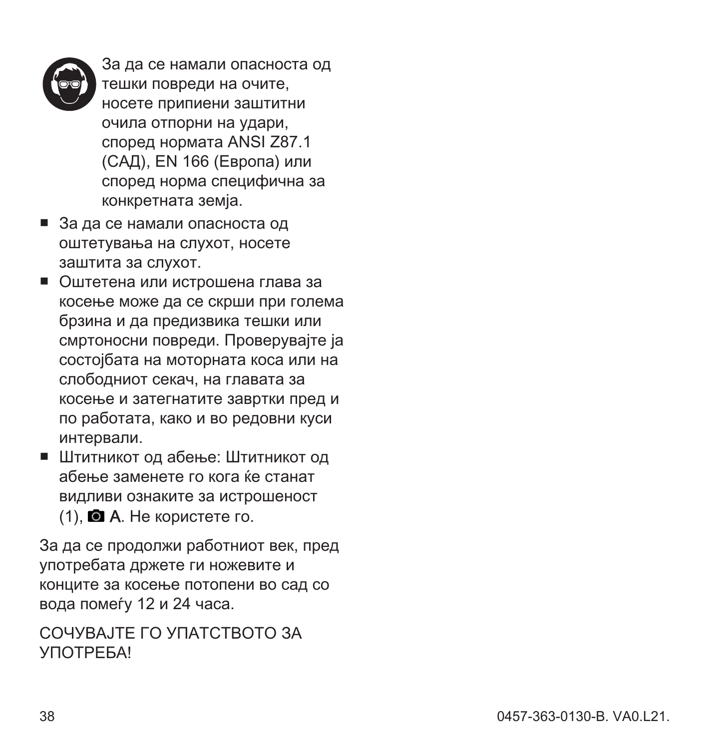За да се намали опасноста од тешки повреди на очите, носете припиени заштитни очила отпорни на удари, според нормата ANSI Z87.1 (САД), EN 166 (Европа) или според норма специфична за конкретната земја.

- За да се намали опасноста од оштетувања на слухот, носете заштита за слухот.
- Оштетена или истрошена глава за косење може да се скрши при голема брзина и да предизвика тешки или смртоносни повреди. Проверувајте ја состојбата на моторната коса или на слободниот секач, на главата за косење и затегнатите завртки пред и по работата, како и во редовни куси интервали.
- Штитникот од абење: Штитникот од абење заменете го кога ќе станат видливи ознаките за истрошеност (1), A. Не користете го.

За да се продолжи работниот век, пред употребата држете ги ножевите и конците за косење потопени во сад со вода помеѓу 12 и 24 часа.

СОЧУВАЈТЕ ГО УПАТСТВОТО ЗА УПОТРЕБА!

0457-363-0130-B. VA0.L21.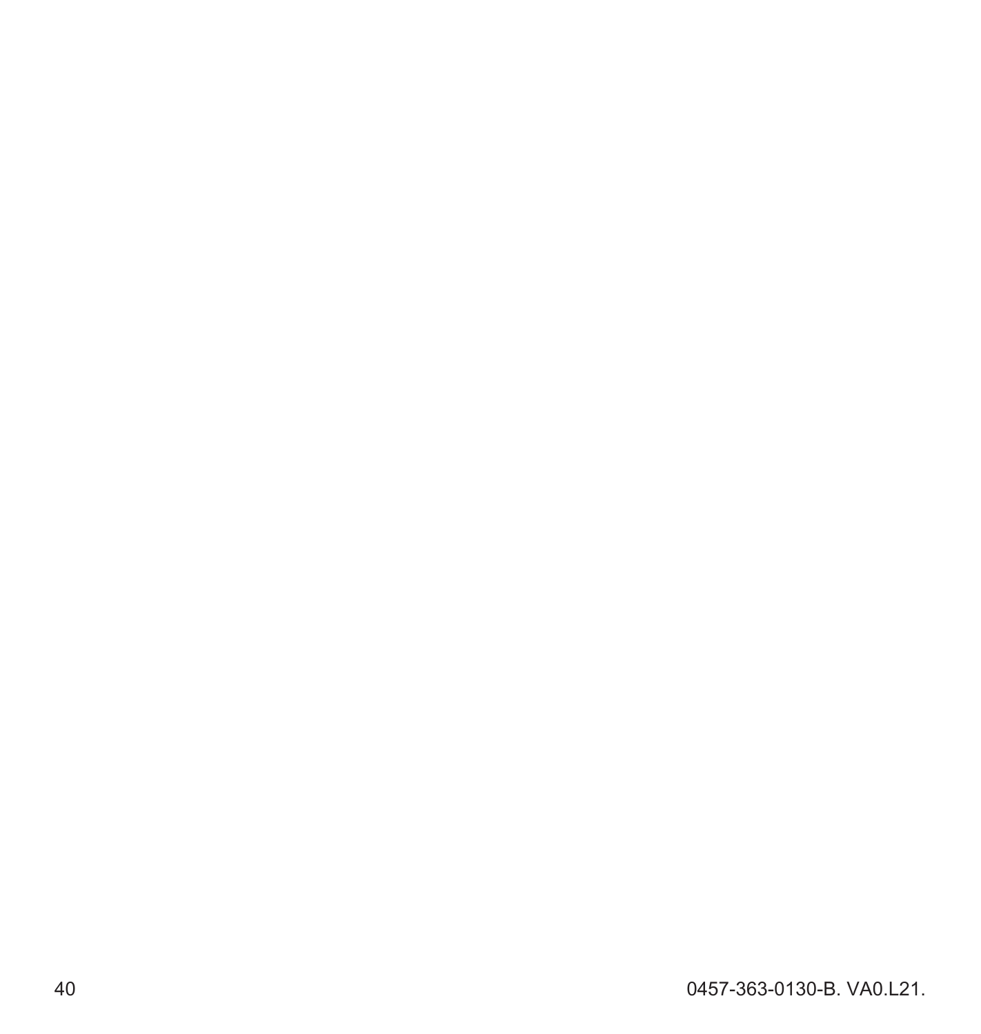0457-363-0130-B. VA0.L21.